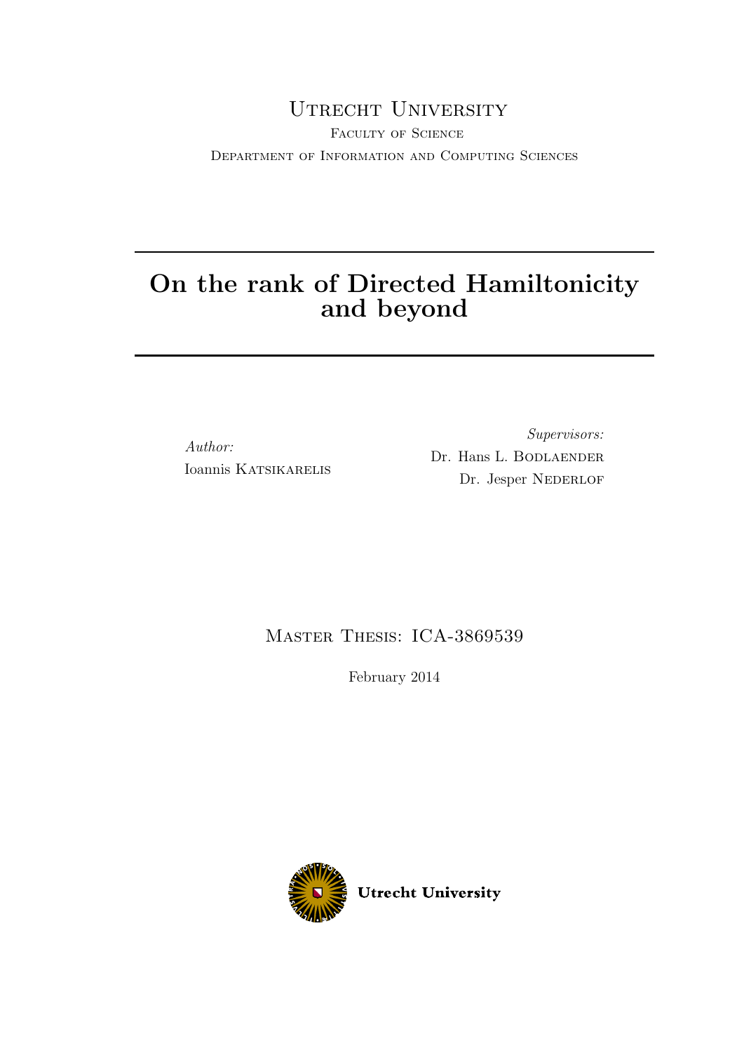Utrecht University

Faculty of Science

Department of Information and Computing Sciences

# On the rank of Directed Hamiltonicity and beyond

*Author:*
Ioannis Katsikarelis

*Supervisors:*
Dr. Hans L. Bodlaender
Dr. Jesper Nederlof

Master Thesis: ICA-3869539

February 2014

Utrecht University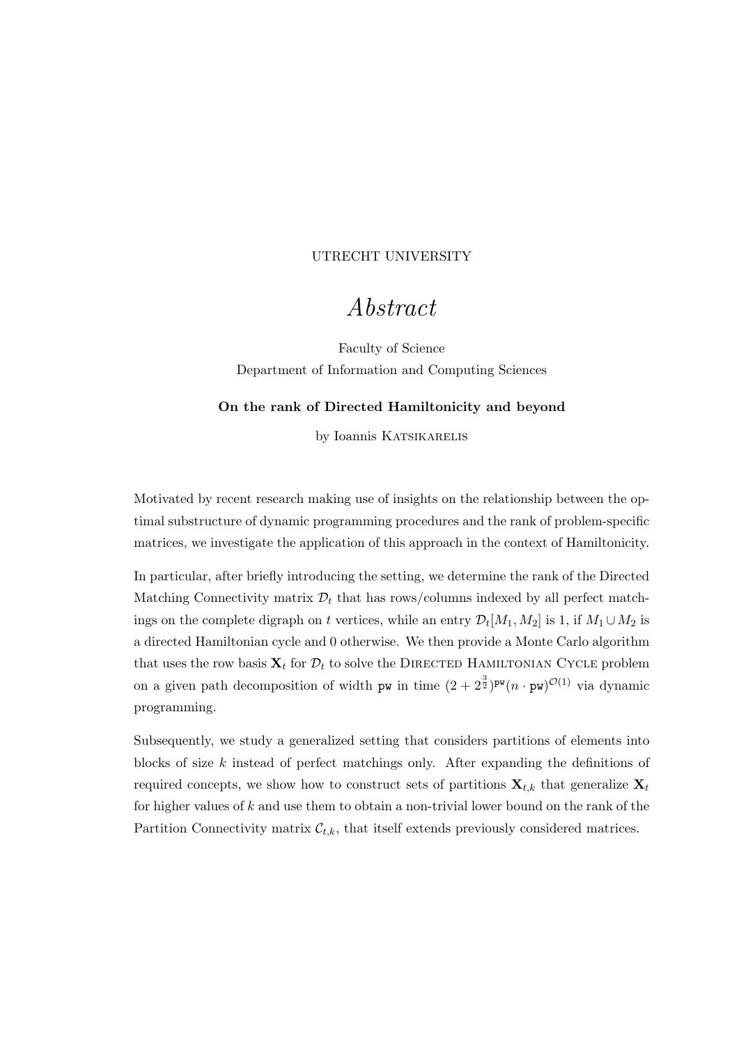UTRECHT UNIVERSITY

# *Abstract*

Faculty of Science
Department of Information and Computing Sciences

**On the rank of Directed Hamiltonicity and beyond**

by Ioannis KATSIKARELIS

Motivated by recent research making use of insights on the relationship between the optimal substructure of dynamic programming procedures and the rank of problem-specific matrices, we investigate the application of this approach in the context of Hamiltonicity.

In particular, after briefly introducing the setting, we determine the rank of the Directed Matching Connectivity matrix $\mathcal{D}_t$ that has rows/columns indexed by all perfect matchings on the complete digraph on $t$ vertices, while an entry $\mathcal{D}_t[M_1, M_2]$ is 1, if $M_1 \cup M_2$ is a directed Hamiltonian cycle and 0 otherwise. We then provide a Monte Carlo algorithm that uses the row basis $\mathbf{X}_t$ for $\mathcal{D}_t$ to solve the DIRECTED HAMILTONIAN CYCLE problem on a given path decomposition of width $\mathtt{pw}$ in time $(2 + 2^{\frac{3}{2}})^{\mathtt{pw}}(n \cdot \mathtt{pw})^{\mathcal{O}(1)}$ via dynamic programming.

Subsequently, we study a generalized setting that considers partitions of elements into blocks of size $k$ instead of perfect matchings only. After expanding the definitions of required concepts, we show how to construct sets of partitions $\mathbf{X}_{t,k}$ that generalize $\mathbf{X}_t$ for higher values of $k$ and use them to obtain a non-trivial lower bound on the rank of the Partition Connectivity matrix $\mathcal{C}_{t,k}$, that itself extends previously considered matrices.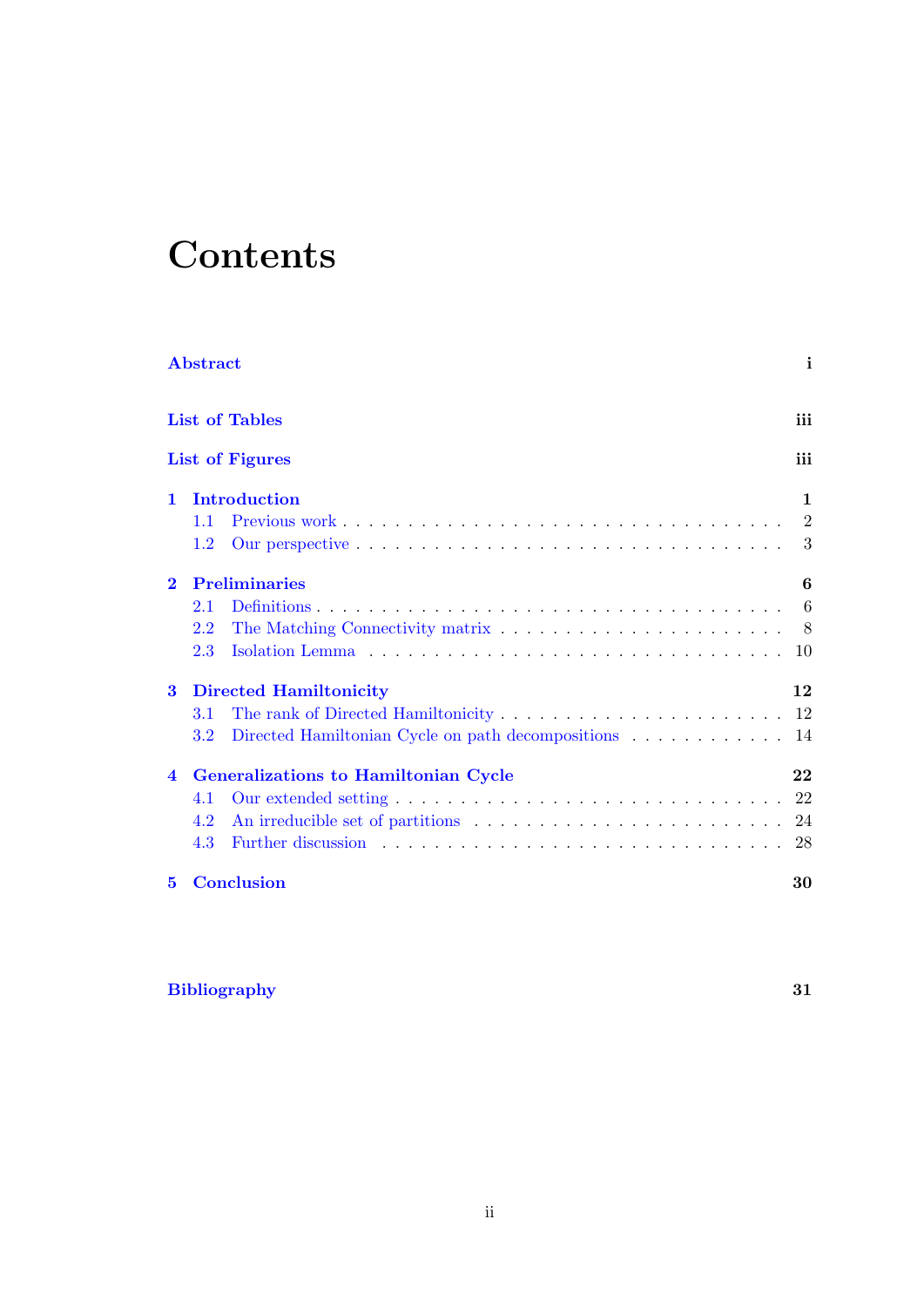# Contents

**Abstract** **i**

**List of Tables** **iii**

**List of Figures** **iii**

**1 Introduction** **1**

- 1.1 Previous work . . . . . . . . . . . . . . . . . . . . . . . . . . . . . . 2
- 1.2 Our perspective . . . . . . . . . . . . . . . . . . . . . . . . . . . . . 3

**2 Preliminaries** **6**

- 2.1 Definitions . . . . . . . . . . . . . . . . . . . . . . . . . . . . . . . . 6
- 2.2 The Matching Connectivity matrix . . . . . . . . . . . . . . . . . . . 8
- 2.3 Isolation Lemma . . . . . . . . . . . . . . . . . . . . . . . . . . . . . 10

**3 Directed Hamiltonicity** **12**

- 3.1 The rank of Directed Hamiltonicity . . . . . . . . . . . . . . . . . . . 12
- 3.2 Directed Hamiltonian Cycle on path decompositions . . . . . . . . . . 14

**4 Generalizations to Hamiltonian Cycle** **22**

- 4.1 Our extended setting . . . . . . . . . . . . . . . . . . . . . . . . . . 22
- 4.2 An irreducible set of partitions . . . . . . . . . . . . . . . . . . . . . 24
- 4.3 Further discussion . . . . . . . . . . . . . . . . . . . . . . . . . . . . 28

**5 Conclusion** **30**

**Bibliography** **31**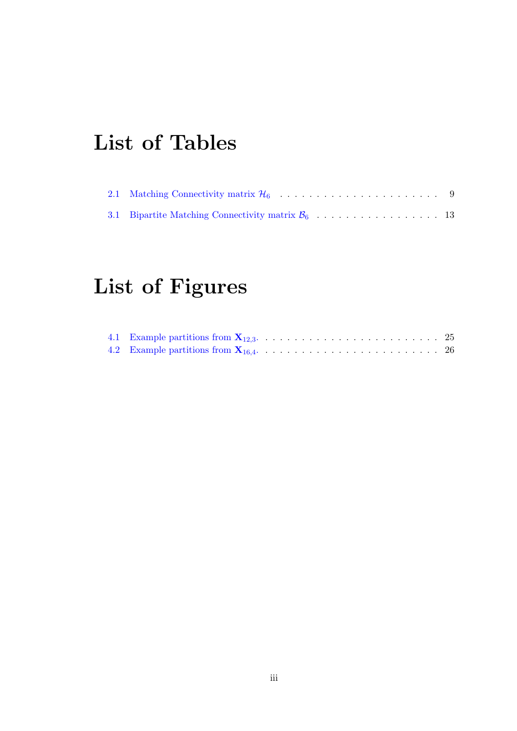# List of Tables

2.1 Matching Connectivity matrix $\mathcal{H}_6$ . . . . . . . . . . . . . . . . . . . . . . . 9

3.1 Bipartite Matching Connectivity matrix $\mathcal{B}_6$ . . . . . . . . . . . . . . . . . . 13

# List of Figures

4.1 Example partitions from $\mathbf{X}_{12,3}$. . . . . . . . . . . . . . . . . . . . . . . . . 25

4.2 Example partitions from $\mathbf{X}_{16,4}$. . . . . . . . . . . . . . . . . . . . . . . . . 26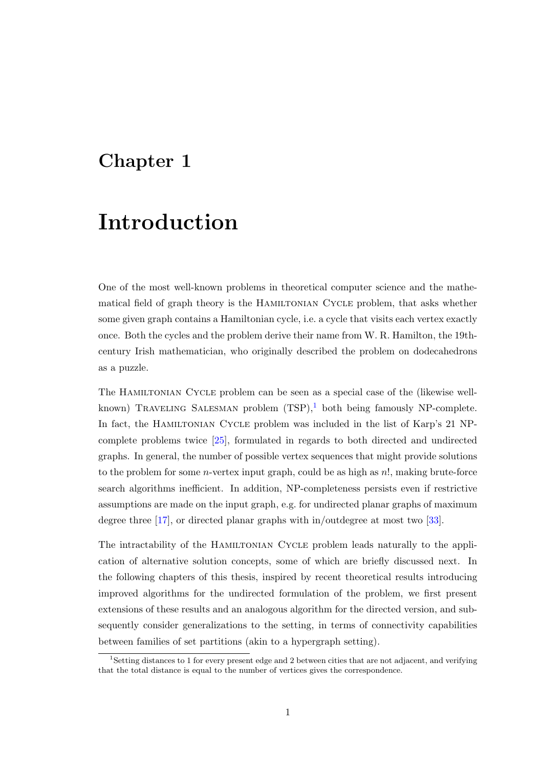# Chapter 1

# Introduction

One of the most well-known problems in theoretical computer science and the mathematical field of graph theory is the Hamiltonian Cycle problem, that asks whether some given graph contains a Hamiltonian cycle, i.e. a cycle that visits each vertex exactly once. Both the cycles and the problem derive their name from W. R. Hamilton, the 19th-century Irish mathematician, who originally described the problem on dodecahedrons as a puzzle.

The Hamiltonian Cycle problem can be seen as a special case of the (likewise well-known) Traveling Salesman problem (TSP),[1] both being famously NP-complete. In fact, the Hamiltonian Cycle problem was included in the list of Karp's 21 NP-complete problems twice [25], formulated in regards to both directed and undirected graphs. In general, the number of possible vertex sequences that might provide solutions to the problem for some $n$-vertex input graph, could be as high as $n!$, making brute-force search algorithms inefficient. In addition, NP-completeness persists even if restrictive assumptions are made on the input graph, e.g. for undirected planar graphs of maximum degree three [17], or directed planar graphs with in/outdegree at most two [33].

The intractability of the Hamiltonian Cycle problem leads naturally to the application of alternative solution concepts, some of which are briefly discussed next. In the following chapters of this thesis, inspired by recent theoretical results introducing improved algorithms for the undirected formulation of the problem, we first present extensions of these results and an analogous algorithm for the directed version, and subsequently consider generalizations to the setting, in terms of connectivity capabilities between families of set partitions (akin to a hypergraph setting).

[1] Setting distances to 1 for every present edge and 2 between cities that are not adjacent, and verifying that the total distance is equal to the number of vertices gives the correspondence.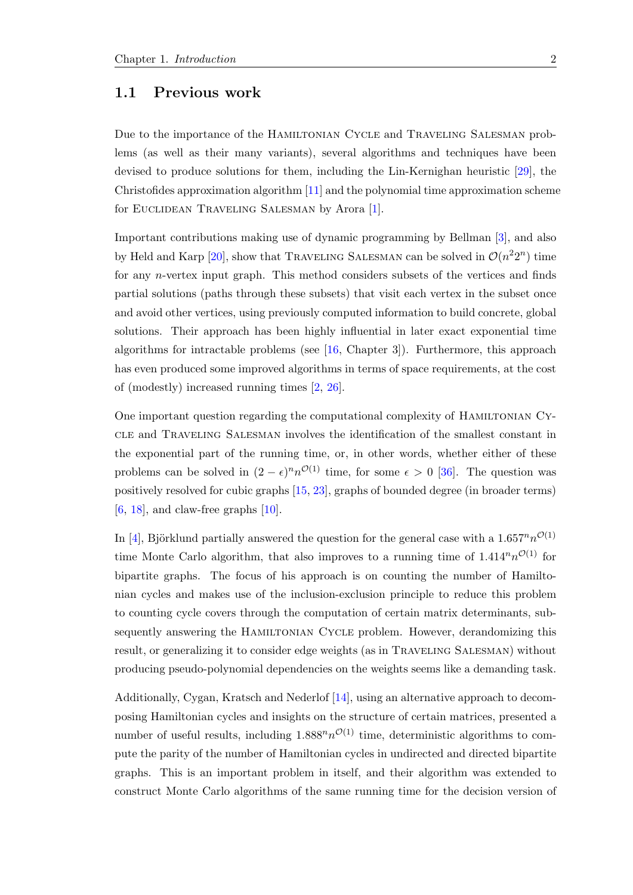## 1.1 Previous work

Due to the importance of the Hamiltonian Cycle and Traveling Salesman problems (as well as their many variants), several algorithms and techniques have been devised to produce solutions for them, including the Lin-Kernighan heuristic [29], the Christofides approximation algorithm [11] and the polynomial time approximation scheme for Euclidean Traveling Salesman by Arora [1].

Important contributions making use of dynamic programming by Bellman [3], and also by Held and Karp [20], show that Traveling Salesman can be solved in $\mathcal{O}(n^2 2^n)$ time for any $n$-vertex input graph. This method considers subsets of the vertices and finds partial solutions (paths through these subsets) that visit each vertex in the subset once and avoid other vertices, using previously computed information to build concrete, global solutions. Their approach has been highly influential in later exact exponential time algorithms for intractable problems (see [16, Chapter 3]). Furthermore, this approach has even produced some improved algorithms in terms of space requirements, at the cost of (modestly) increased running times [2, 26].

One important question regarding the computational complexity of Hamiltonian Cycle and Traveling Salesman involves the identification of the smallest constant in the exponential part of the running time, or, in other words, whether either of these problems can be solved in $(2-\epsilon)^n n^{\mathcal{O}(1)}$ time, for some $\epsilon > 0$ [36]. The question was positively resolved for cubic graphs [15, 23], graphs of bounded degree (in broader terms) [6, 18], and claw-free graphs [10].

In [4], Björklund partially answered the question for the general case with a $1.657^n n^{\mathcal{O}(1)}$ time Monte Carlo algorithm, that also improves to a running time of $1.414^n n^{\mathcal{O}(1)}$ for bipartite graphs. The focus of his approach is on counting the number of Hamiltonian cycles and makes use of the inclusion-exclusion principle to reduce this problem to counting cycle covers through the computation of certain matrix determinants, subsequently answering the Hamiltonian Cycle problem. However, derandomizing this result, or generalizing it to consider edge weights (as in Traveling Salesman) without producing pseudo-polynomial dependencies on the weights seems like a demanding task.

Additionally, Cygan, Kratsch and Nederlof [14], using an alternative approach to decomposing Hamiltonian cycles and insights on the structure of certain matrices, presented a number of useful results, including $1.888^n n^{\mathcal{O}(1)}$ time, deterministic algorithms to compute the parity of the number of Hamiltonian cycles in undirected and directed bipartite graphs. This is an important problem in itself, and their algorithm was extended to construct Monte Carlo algorithms of the same running time for the decision version of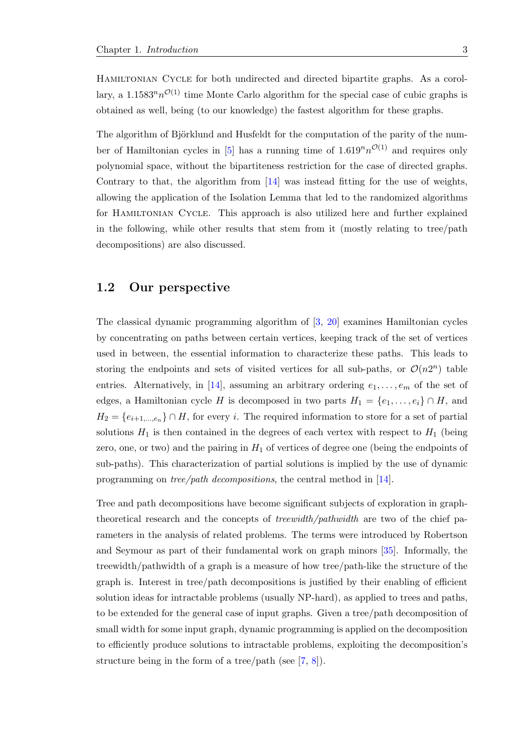Hamiltonian Cycle for both undirected and directed bipartite graphs. As a corollary, a $1.1583^n n^{\mathcal{O}(1)}$ time Monte Carlo algorithm for the special case of cubic graphs is obtained as well, being (to our knowledge) the fastest algorithm for these graphs.

The algorithm of Björklund and Husfeldt for the computation of the parity of the number of Hamiltonian cycles in [5] has a running time of $1.619^n n^{\mathcal{O}(1)}$ and requires only polynomial space, without the bipartiteness restriction for the case of directed graphs. Contrary to that, the algorithm from [14] was instead fitting for the use of weights, allowing the application of the Isolation Lemma that led to the randomized algorithms for Hamiltonian Cycle. This approach is also utilized here and further explained in the following, while other results that stem from it (mostly relating to tree/path decompositions) are also discussed.

## 1.2 Our perspective

The classical dynamic programming algorithm of [3, 20] examines Hamiltonian cycles by concentrating on paths between certain vertices, keeping track of the set of vertices used in between, the essential information to characterize these paths. This leads to storing the endpoints and sets of visited vertices for all sub-paths, or $\mathcal{O}(n2^n)$ table entries. Alternatively, in [14], assuming an arbitrary ordering $e_1, \ldots, e_m$ of the set of edges, a Hamiltonian cycle $H$ is decomposed in two parts $H_1 = \{e_1, \ldots, e_i\} \cap H$, and $H_2 = \{e_{i+1,\ldots,e_n}\} \cap H$, for every $i$. The required information to store for a set of partial solutions $H_1$ is then contained in the degrees of each vertex with respect to $H_1$ (being zero, one, or two) and the pairing in $H_1$ of vertices of degree one (being the endpoints of sub-paths). This characterization of partial solutions is implied by the use of dynamic programming on *tree/path decompositions*, the central method in [14].

Tree and path decompositions have become significant subjects of exploration in graph-theoretical research and the concepts of *treewidth/pathwidth* are two of the chief parameters in the analysis of related problems. The terms were introduced by Robertson and Seymour as part of their fundamental work on graph minors [35]. Informally, the treewidth/pathwidth of a graph is a measure of how tree/path-like the structure of the graph is. Interest in tree/path decompositions is justified by their enabling of efficient solution ideas for intractable problems (usually NP-hard), as applied to trees and paths, to be extended for the general case of input graphs. Given a tree/path decomposition of small width for some input graph, dynamic programming is applied on the decomposition to efficiently produce solutions to intractable problems, exploiting the decomposition's structure being in the form of a tree/path (see [7, 8]).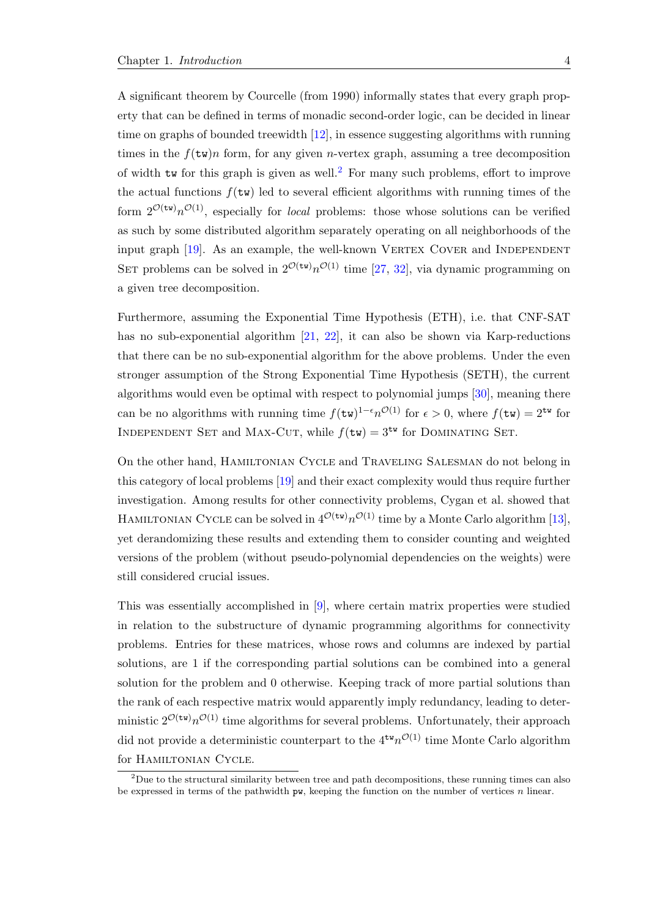A significant theorem by Courcelle (from 1990) informally states that every graph property that can be defined in terms of monadic second-order logic, can be decided in linear time on graphs of bounded treewidth [12], in essence suggesting algorithms with running times in the $f(\mathtt{tw})n$ form, for any given $n$-vertex graph, assuming a tree decomposition of width $\mathtt{tw}$ for this graph is given as well.[2] For many such problems, effort to improve the actual functions $f(\mathtt{tw})$ led to several efficient algorithms with running times of the form $2^{\mathcal{O}(\mathtt{tw})}n^{\mathcal{O}(1)}$, especially for *local* problems: those whose solutions can be verified as such by some distributed algorithm separately operating on all neighborhoods of the input graph [19]. As an example, the well-known Vertex Cover and Independent Set problems can be solved in $2^{\mathcal{O}(\mathtt{tw})}n^{\mathcal{O}(1)}$ time [27, 32], via dynamic programming on a given tree decomposition.

Furthermore, assuming the Exponential Time Hypothesis (ETH), i.e. that CNF-SAT has no sub-exponential algorithm [21, 22], it can also be shown via Karp-reductions that there can be no sub-exponential algorithm for the above problems. Under the even stronger assumption of the Strong Exponential Time Hypothesis (SETH), the current algorithms would even be optimal with respect to polynomial jumps [30], meaning there can be no algorithms with running time $f(\mathtt{tw})^{1-\epsilon}n^{\mathcal{O}(1)}$ for $\epsilon > 0$, where $f(\mathtt{tw}) = 2^{\mathtt{tw}}$ for Independent Set and Max-Cut, while $f(\mathtt{tw}) = 3^{\mathtt{tw}}$ for Dominating Set.

On the other hand, Hamiltonian Cycle and Traveling Salesman do not belong in this category of local problems [19] and their exact complexity would thus require further investigation. Among results for other connectivity problems, Cygan et al. showed that Hamiltonian Cycle can be solved in $4^{\mathcal{O}(\mathtt{tw})}n^{\mathcal{O}(1)}$ time by a Monte Carlo algorithm [13], yet derandomizing these results and extending them to consider counting and weighted versions of the problem (without pseudo-polynomial dependencies on the weights) were still considered crucial issues.

This was essentially accomplished in [9], where certain matrix properties were studied in relation to the substructure of dynamic programming algorithms for connectivity problems. Entries for these matrices, whose rows and columns are indexed by partial solutions, are 1 if the corresponding partial solutions can be combined into a general solution for the problem and 0 otherwise. Keeping track of more partial solutions than the rank of each respective matrix would apparently imply redundancy, leading to deterministic $2^{\mathcal{O}(\mathtt{tw})}n^{\mathcal{O}(1)}$ time algorithms for several problems. Unfortunately, their approach did not provide a deterministic counterpart to the $4^{\mathtt{tw}}n^{\mathcal{O}(1)}$ time Monte Carlo algorithm for Hamiltonian Cycle.

[2] Due to the structural similarity between tree and path decompositions, these running times can also be expressed in terms of the pathwidth $\mathtt{pw}$, keeping the function on the number of vertices $n$ linear.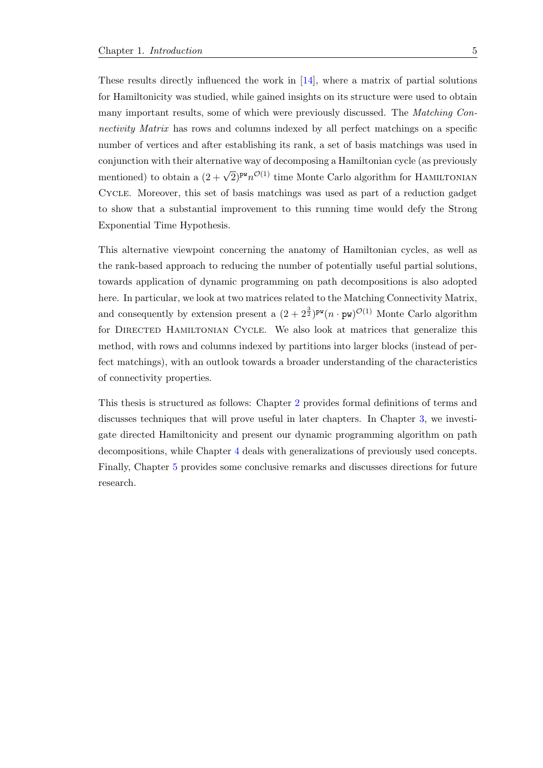These results directly influenced the work in [14], where a matrix of partial solutions for Hamiltonicity was studied, while gained insights on its structure were used to obtain many important results, some of which were previously discussed. The *Matching Connectivity Matrix* has rows and columns indexed by all perfect matchings on a specific number of vertices and after establishing its rank, a set of basis matchings was used in conjunction with their alternative way of decomposing a Hamiltonian cycle (as previously mentioned) to obtain a $(2+\sqrt{2})^{\mathtt{pw}} n^{\mathcal{O}(1)}$ time Monte Carlo algorithm for Hamiltonian Cycle. Moreover, this set of basis matchings was used as part of a reduction gadget to show that a substantial improvement to this running time would defy the Strong Exponential Time Hypothesis.

This alternative viewpoint concerning the anatomy of Hamiltonian cycles, as well as the rank-based approach to reducing the number of potentially useful partial solutions, towards application of dynamic programming on path decompositions is also adopted here. In particular, we look at two matrices related to the Matching Connectivity Matrix, and consequently by extension present a $(2+2^{\frac{3}{2}})^{\mathtt{pw}} (n \cdot \mathtt{pw})^{\mathcal{O}(1)}$ Monte Carlo algorithm for Directed Hamiltonian Cycle. We also look at matrices that generalize this method, with rows and columns indexed by partitions into larger blocks (instead of perfect matchings), with an outlook towards a broader understanding of the characteristics of connectivity properties.

This thesis is structured as follows: Chapter 2 provides formal definitions of terms and discusses techniques that will prove useful in later chapters. In Chapter 3, we investigate directed Hamiltonicity and present our dynamic programming algorithm on path decompositions, while Chapter 4 deals with generalizations of previously used concepts. Finally, Chapter 5 provides some conclusive remarks and discusses directions for future research.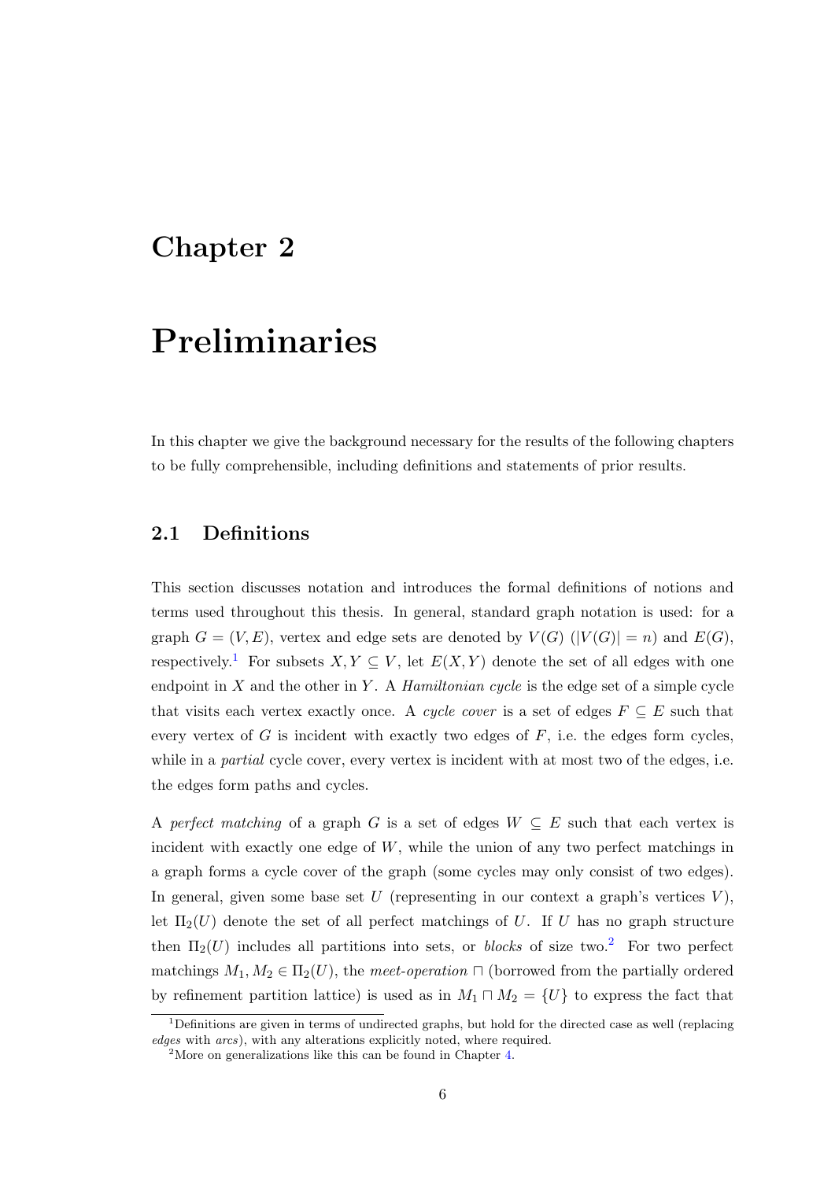# Chapter 2

# Preliminaries

In this chapter we give the background necessary for the results of the following chapters to be fully comprehensible, including definitions and statements of prior results.

## 2.1 Definitions

This section discusses notation and introduces the formal definitions of notions and terms used throughout this thesis. In general, standard graph notation is used: for a graph $G = (V, E)$, vertex and edge sets are denoted by $V(G)$ ($|V(G)| = n$) and $E(G)$, respectively.[1] For subsets $X, Y \subseteq V$, let $E(X, Y)$ denote the set of all edges with one endpoint in $X$ and the other in $Y$. A *Hamiltonian cycle* is the edge set of a simple cycle that visits each vertex exactly once. A *cycle cover* is a set of edges $F \subseteq E$ such that every vertex of $G$ is incident with exactly two edges of $F$, i.e. the edges form cycles, while in a *partial* cycle cover, every vertex is incident with at most two of the edges, i.e. the edges form paths and cycles.

A *perfect matching* of a graph $G$ is a set of edges $W \subseteq E$ such that each vertex is incident with exactly one edge of $W$, while the union of any two perfect matchings in a graph forms a cycle cover of the graph (some cycles may only consist of two edges). In general, given some base set $U$ (representing in our context a graph's vertices $V$), let $\Pi_2(U)$ denote the set of all perfect matchings of $U$. If $U$ has no graph structure then $\Pi_2(U)$ includes all partitions into sets, or *blocks* of size two.[2] For two perfect matchings $M_1, M_2 \in \Pi_2(U)$, the *meet-operation* $\sqcap$ (borrowed from the partially ordered by refinement partition lattice) is used as in $M_1 \sqcap M_2 = \{U\}$ to express the fact that

[1] Definitions are given in terms of undirected graphs, but hold for the directed case as well (replacing *edges* with *arcs*), with any alterations explicitly noted, where required.

[2] More on generalizations like this can be found in Chapter 4.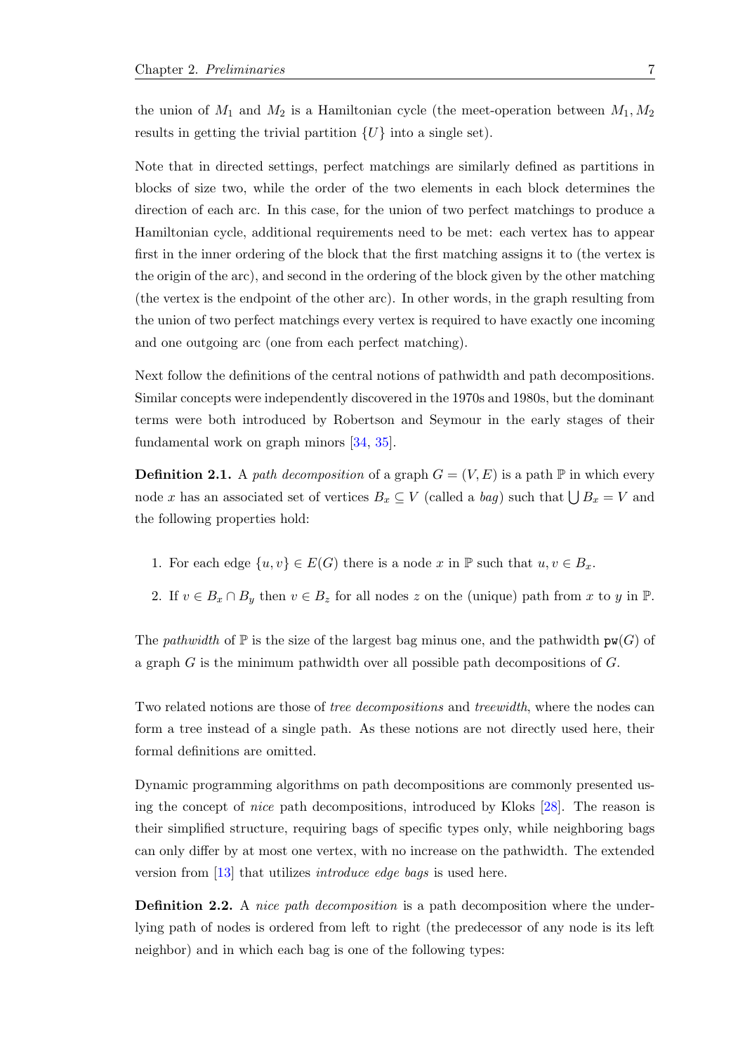the union of $M_1$ and $M_2$ is a Hamiltonian cycle (the meet-operation between $M_1, M_2$ results in getting the trivial partition $\{U\}$ into a single set).

Note that in directed settings, perfect matchings are similarly defined as partitions in blocks of size two, while the order of the two elements in each block determines the direction of each arc. In this case, for the union of two perfect matchings to produce a Hamiltonian cycle, additional requirements need to be met: each vertex has to appear first in the inner ordering of the block that the first matching assigns it to (the vertex is the origin of the arc), and second in the ordering of the block given by the other matching (the vertex is the endpoint of the other arc). In other words, in the graph resulting from the union of two perfect matchings every vertex is required to have exactly one incoming and one outgoing arc (one from each perfect matching).

Next follow the definitions of the central notions of pathwidth and path decompositions. Similar concepts were independently discovered in the 1970s and 1980s, but the dominant terms were both introduced by Robertson and Seymour in the early stages of their fundamental work on graph minors [34, 35].

**Definition 2.1.** A *path decomposition* of a graph $G = (V, E)$ is a path $\mathbb{P}$ in which every node $x$ has an associated set of vertices $B_x \subseteq V$ (called a *bag*) such that $\bigcup B_x = V$ and the following properties hold:

1. For each edge $\{u, v\} \in E(G)$ there is a node $x$ in $\mathbb{P}$ such that $u, v \in B_x$.
2. If $v \in B_x \cap B_y$ then $v \in B_z$ for all nodes $z$ on the (unique) path from $x$ to $y$ in $\mathbb{P}$.

The *pathwidth* of $\mathbb{P}$ is the size of the largest bag minus one, and the pathwidth $\texttt{pw}(G)$ of a graph $G$ is the minimum pathwidth over all possible path decompositions of $G$.

Two related notions are those of *tree decompositions* and *treewidth*, where the nodes can form a tree instead of a single path. As these notions are not directly used here, their formal definitions are omitted.

Dynamic programming algorithms on path decompositions are commonly presented using the concept of *nice* path decompositions, introduced by Kloks [28]. The reason is their simplified structure, requiring bags of specific types only, while neighboring bags can only differ by at most one vertex, with no increase on the pathwidth. The extended version from [13] that utilizes *introduce edge bags* is used here.

**Definition 2.2.** A *nice path decomposition* is a path decomposition where the underlying path of nodes is ordered from left to right (the predecessor of any node is its left neighbor) and in which each bag is one of the following types: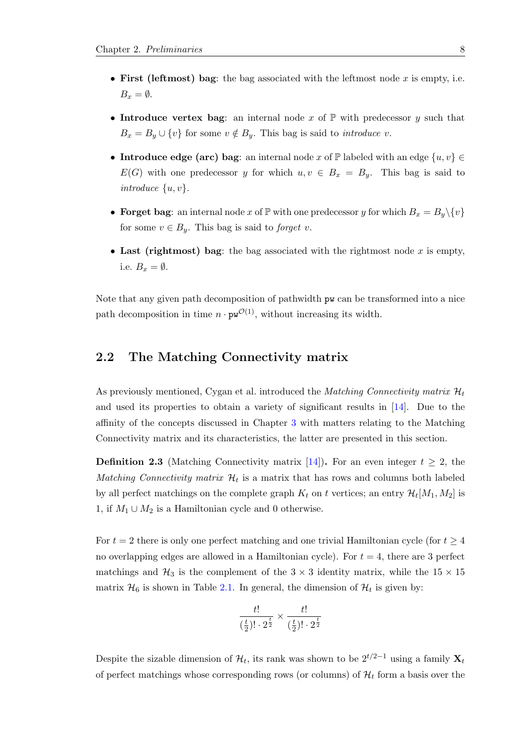- **First (leftmost) bag**: the bag associated with the leftmost node $x$ is empty, i.e. $B_x = \emptyset$.
- **Introduce vertex bag**: an internal node $x$ of $\mathbb{P}$ with predecessor $y$ such that $B_x = B_y \cup \{v\}$ for some $v \notin B_y$. This bag is said to *introduce* $v$.
- **Introduce edge (arc) bag**: an internal node $x$ of $\mathbb{P}$ labeled with an edge $\{u, v\} \in E(G)$ with one predecessor $y$ for which $u, v \in B_x = B_y$. This bag is said to *introduce* $\{u, v\}$.
- **Forget bag**: an internal node $x$ of $\mathbb{P}$ with one predecessor $y$ for which $B_x = B_y \setminus \{v\}$ for some $v \in B_y$. This bag is said to *forget* $v$.
- **Last (rightmost) bag**: the bag associated with the rightmost node $x$ is empty, i.e. $B_x = \emptyset$.

Note that any given path decomposition of pathwidth $\texttt{pw}$ can be transformed into a nice path decomposition in time $n \cdot \texttt{pw}^{\mathcal{O}(1)}$, without increasing its width.

## 2.2 The Matching Connectivity matrix

As previously mentioned, Cygan et al. introduced the *Matching Connectivity matrix* $\mathcal{H}_t$ and used its properties to obtain a variety of significant results in [14]. Due to the affinity of the concepts discussed in Chapter 3 with matters relating to the Matching Connectivity matrix and its characteristics, the latter are presented in this section.

**Definition 2.3** (Matching Connectivity matrix [14])**.** For an even integer $t \geq 2$, the *Matching Connectivity matrix* $\mathcal{H}_t$ is a matrix that has rows and columns both labeled by all perfect matchings on the complete graph $K_t$ on $t$ vertices; an entry $\mathcal{H}_t[M_1, M_2]$ is 1, if $M_1 \cup M_2$ is a Hamiltonian cycle and 0 otherwise.

For $t = 2$ there is only one perfect matching and one trivial Hamiltonian cycle (for $t \geq 4$ no overlapping edges are allowed in a Hamiltonian cycle). For $t = 4$, there are 3 perfect matchings and $\mathcal{H}_3$ is the complement of the $3 \times 3$ identity matrix, while the $15 \times 15$ matrix $\mathcal{H}_6$ is shown in Table 2.1. In general, the dimension of $\mathcal{H}_t$ is given by:

$$\frac{t!}{(\frac{t}{2})! \cdot 2^{\frac{t}{2}}} \times \frac{t!}{(\frac{t}{2})! \cdot 2^{\frac{t}{2}}}$$

Despite the sizable dimension of $\mathcal{H}_t$, its rank was shown to be $2^{t/2-1}$ using a family $\mathbf{X}_t$ of perfect matchings whose corresponding rows (or columns) of $\mathcal{H}_t$ form a basis over the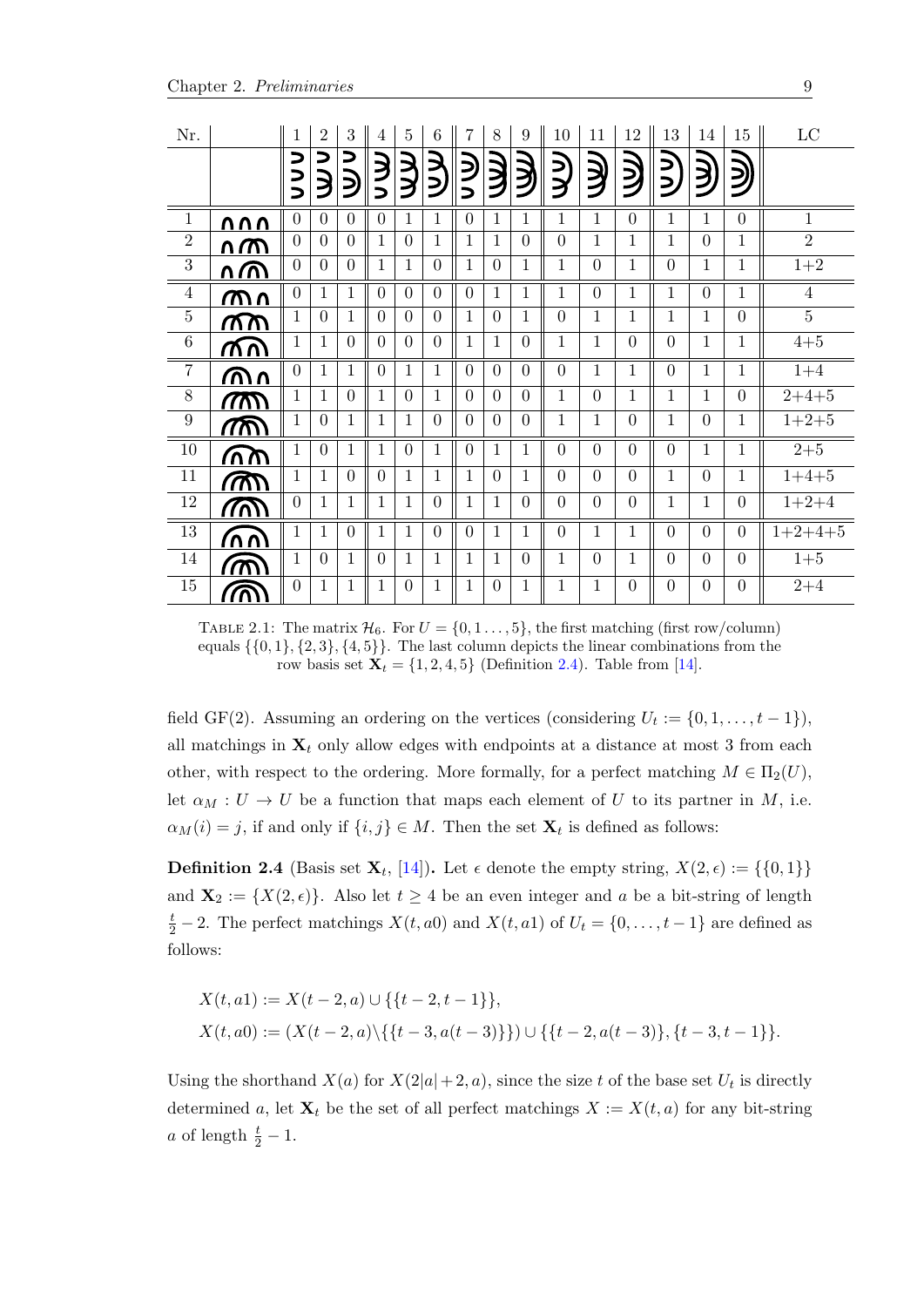| Nr. | | 1 | 2 | 3 | 4 | 5 | 6 | 7 | 8 | 9 | 10 | 11 | 12 | 13 | 14 | 15 | LC |
|---|---|---|---|---|---|---|---|---|---|---|---|---|---|---|---|---|---|
| 1 | | 0 | 0 | 0 | 0 | 1 | 1 | 0 | 1 | 1 | 1 | 1 | 0 | 1 | 1 | 0 | 1 |
| 2 | | 0 | 0 | 0 | 1 | 0 | 1 | 1 | 1 | 0 | 0 | 1 | 1 | 1 | 0 | 1 | 2 |
| 3 | | 0 | 0 | 0 | 1 | 1 | 0 | 1 | 0 | 1 | 1 | 0 | 1 | 0 | 1 | 1 | 1+2 |
| 4 | | 0 | 1 | 1 | 0 | 0 | 0 | 0 | 1 | 1 | 1 | 0 | 1 | 1 | 0 | 1 | 4 |
| 5 | | 1 | 0 | 1 | 0 | 0 | 0 | 1 | 0 | 1 | 0 | 1 | 1 | 1 | 1 | 0 | 5 |
| 6 | | 1 | 1 | 0 | 0 | 0 | 0 | 1 | 1 | 0 | 1 | 1 | 0 | 0 | 1 | 1 | 4+5 |
| 7 | | 0 | 1 | 1 | 0 | 1 | 1 | 0 | 0 | 0 | 0 | 1 | 1 | 0 | 1 | 1 | 1+4 |
| 8 | | 1 | 1 | 0 | 1 | 0 | 1 | 0 | 0 | 0 | 1 | 0 | 1 | 1 | 1 | 0 | 2+4+5 |
| 9 | | 1 | 0 | 1 | 1 | 1 | 0 | 0 | 0 | 0 | 1 | 1 | 0 | 1 | 0 | 1 | 1+2+5 |
| 10 | | 1 | 0 | 1 | 1 | 0 | 1 | 0 | 1 | 1 | 0 | 0 | 0 | 0 | 1 | 1 | 2+5 |
| 11 | | 1 | 1 | 0 | 0 | 1 | 1 | 1 | 0 | 1 | 0 | 0 | 0 | 1 | 0 | 1 | 1+4+5 |
| 12 | | 0 | 1 | 1 | 1 | 1 | 0 | 1 | 1 | 0 | 0 | 0 | 0 | 1 | 1 | 0 | 1+2+4 |
| 13 | | 1 | 1 | 0 | 1 | 1 | 0 | 0 | 1 | 1 | 0 | 1 | 1 | 0 | 0 | 0 | 1+2+4+5 |
| 14 | | 1 | 0 | 1 | 0 | 1 | 1 | 1 | 1 | 0 | 1 | 0 | 1 | 0 | 0 | 0 | 1+5 |
| 15 | | 0 | 1 | 1 | 1 | 0 | 1 | 1 | 0 | 1 | 1 | 1 | 0 | 0 | 0 | 0 | 2+4 |

TABLE 2.1: The matrix $\mathcal{H}_6$. For $U = \{0, 1 \dots, 5\}$, the first matching (first row/column) equals $\{\{0,1\},\{2,3\},\{4,5\}\}$. The last column depicts the linear combinations from the row basis set $\mathbf{X}_t = \{1, 2, 4, 5\}$ (Definition 2.4). Table from [14].

field GF(2). Assuming an ordering on the vertices (considering $U_t := \{0, 1, \dots, t-1\}$), all matchings in $\mathbf{X}_t$ only allow edges with endpoints at a distance at most 3 from each other, with respect to the ordering. More formally, for a perfect matching $M \in \Pi_2(U)$, let $\alpha_M : U \to U$ be a function that maps each element of $U$ to its partner in $M$, i.e. $\alpha_M(i) = j$, if and only if $\{i, j\} \in M$. Then the set $\mathbf{X}_t$ is defined as follows:

**Definition 2.4** (Basis set $\mathbf{X}_t$, [14]). Let $\epsilon$ denote the empty string, $X(2, \epsilon) := \{\{0, 1\}\}$ and $\mathbf{X}_2 := \{X(2, \epsilon)\}$. Also let $t \geq 4$ be an even integer and $a$ be a bit-string of length $\frac{t}{2} - 2$. The perfect matchings $X(t, a0)$ and $X(t, a1)$ of $U_t = \{0, \dots, t-1\}$ are defined as follows:

$$X(t, a1) := X(t-2, a) \cup \{\{t-2, t-1\}\},$$
$$X(t, a0) := (X(t-2, a) \backslash \{\{t-3, a(t-3)\}\}) \cup \{\{t-2, a(t-3)\}, \{t-3, t-1\}\}.$$

Using the shorthand $X(a)$ for $X(2|a|+2, a)$, since the size $t$ of the base set $U_t$ is directly determined $a$, let $\mathbf{X}_t$ be the set of all perfect matchings $X := X(t, a)$ for any bit-string $a$ of length $\frac{t}{2} - 1$.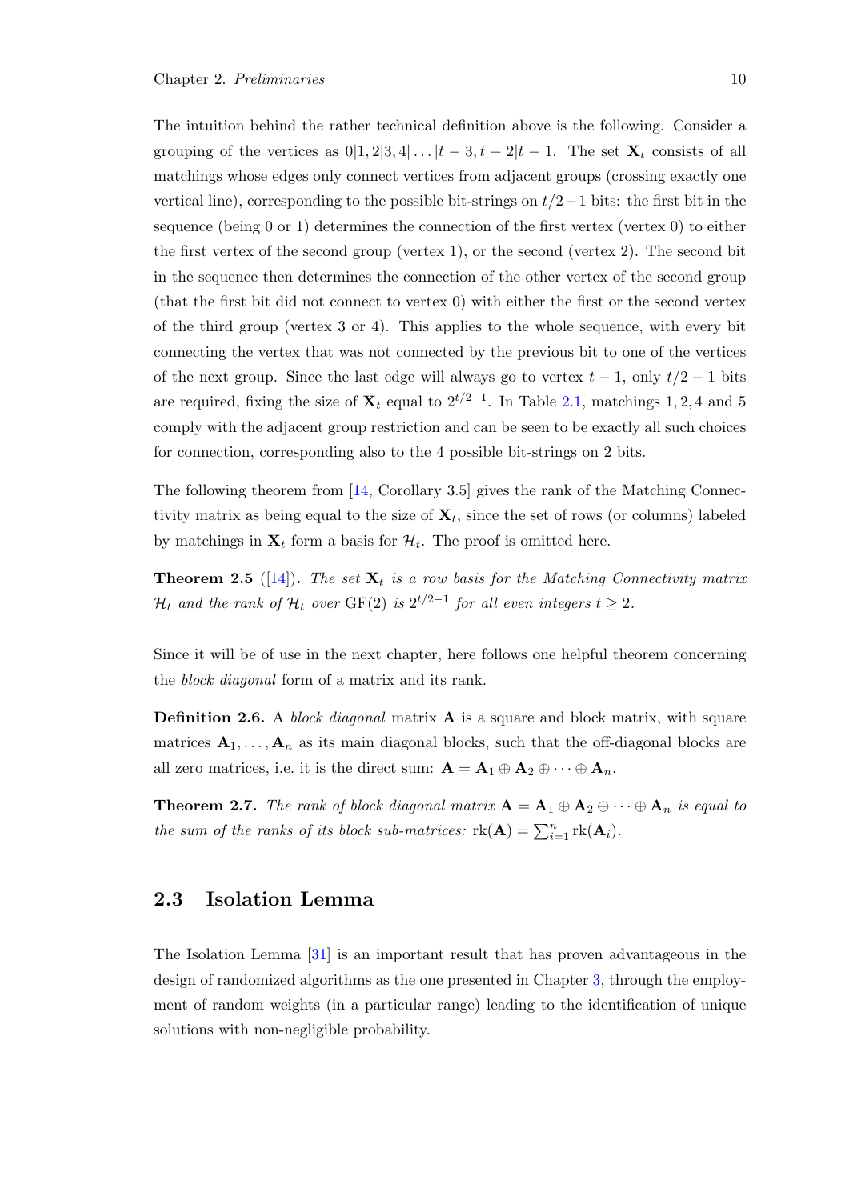The intuition behind the rather technical definition above is the following. Consider a grouping of the vertices as $0|1,2|3,4|\dots|t-3,t-2|t-1$. The set $\mathbf{X}_t$ consists of all matchings whose edges only connect vertices from adjacent groups (crossing exactly one vertical line), corresponding to the possible bit-strings on $t/2-1$ bits: the first bit in the sequence (being 0 or 1) determines the connection of the first vertex (vertex 0) to either the first vertex of the second group (vertex 1), or the second (vertex 2). The second bit in the sequence then determines the connection of the other vertex of the second group (that the first bit did not connect to vertex 0) with either the first or the second vertex of the third group (vertex 3 or 4). This applies to the whole sequence, with every bit connecting the vertex that was not connected by the previous bit to one of the vertices of the next group. Since the last edge will always go to vertex $t-1$, only $t/2-1$ bits are required, fixing the size of $\mathbf{X}_t$ equal to $2^{t/2-1}$. In Table 2.1, matchings 1, 2, 4 and 5 comply with the adjacent group restriction and can be seen to be exactly all such choices for connection, corresponding also to the 4 possible bit-strings on 2 bits.

The following theorem from [14, Corollary 3.5] gives the rank of the Matching Connectivity matrix as being equal to the size of $\mathbf{X}_t$, since the set of rows (or columns) labeled by matchings in $\mathbf{X}_t$ form a basis for $\mathcal{H}_t$. The proof is omitted here.

**Theorem 2.5** ([14])**.** *The set $\mathbf{X}_t$ is a row basis for the Matching Connectivity matrix $\mathcal{H}_t$ and the rank of $\mathcal{H}_t$ over $\mathrm{GF}(2)$ is $2^{t/2-1}$ for all even integers $t \geq 2$.*

Since it will be of use in the next chapter, here follows one helpful theorem concerning the *block diagonal* form of a matrix and its rank.

**Definition 2.6.** A *block diagonal* matrix $\mathbf{A}$ is a square and block matrix, with square matrices $\mathbf{A}_1, \dots, \mathbf{A}_n$ as its main diagonal blocks, such that the off-diagonal blocks are all zero matrices, i.e. it is the direct sum: $\mathbf{A} = \mathbf{A}_1 \oplus \mathbf{A}_2 \oplus \cdots \oplus \mathbf{A}_n$.

**Theorem 2.7.** *The rank of block diagonal matrix $\mathbf{A} = \mathbf{A}_1 \oplus \mathbf{A}_2 \oplus \cdots \oplus \mathbf{A}_n$ is equal to the sum of the ranks of its block sub-matrices: $\mathrm{rk}(\mathbf{A}) = \sum_{i=1}^{n} \mathrm{rk}(\mathbf{A}_i)$.*

## 2.3 Isolation Lemma

The Isolation Lemma [31] is an important result that has proven advantageous in the design of randomized algorithms as the one presented in Chapter 3, through the employment of random weights (in a particular range) leading to the identification of unique solutions with non-negligible probability.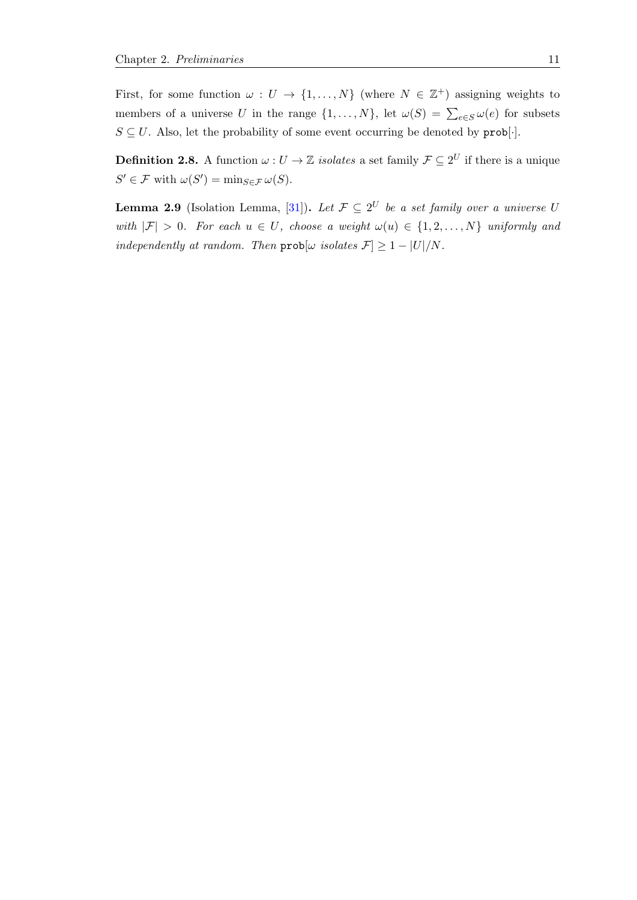First, for some function $\omega : U \to \{1, \ldots, N\}$ (where $N \in \mathbb{Z}^+$) assigning weights to members of a universe $U$ in the range $\{1, \ldots, N\}$, let $\omega(S) = \sum_{e \in S} \omega(e)$ for subsets $S \subseteq U$. Also, let the probability of some event occurring be denoted by $\texttt{prob}[\cdot]$.

**Definition 2.8.** A function $\omega : U \to \mathbb{Z}$ *isolates* a set family $\mathcal{F} \subseteq 2^U$ if there is a unique $S' \in \mathcal{F}$ with $\omega(S') = \min_{S \in \mathcal{F}} \omega(S)$.

**Lemma 2.9** (Isolation Lemma, [31])**.** *Let $\mathcal{F} \subseteq 2^U$ be a set family over a universe $U$ with $|\mathcal{F}| > 0$. For each $u \in U$, choose a weight $\omega(u) \in \{1, 2, \ldots, N\}$ uniformly and independently at random. Then $\texttt{prob}[\omega$ isolates $\mathcal{F}] \geq 1 - |U|/N$.*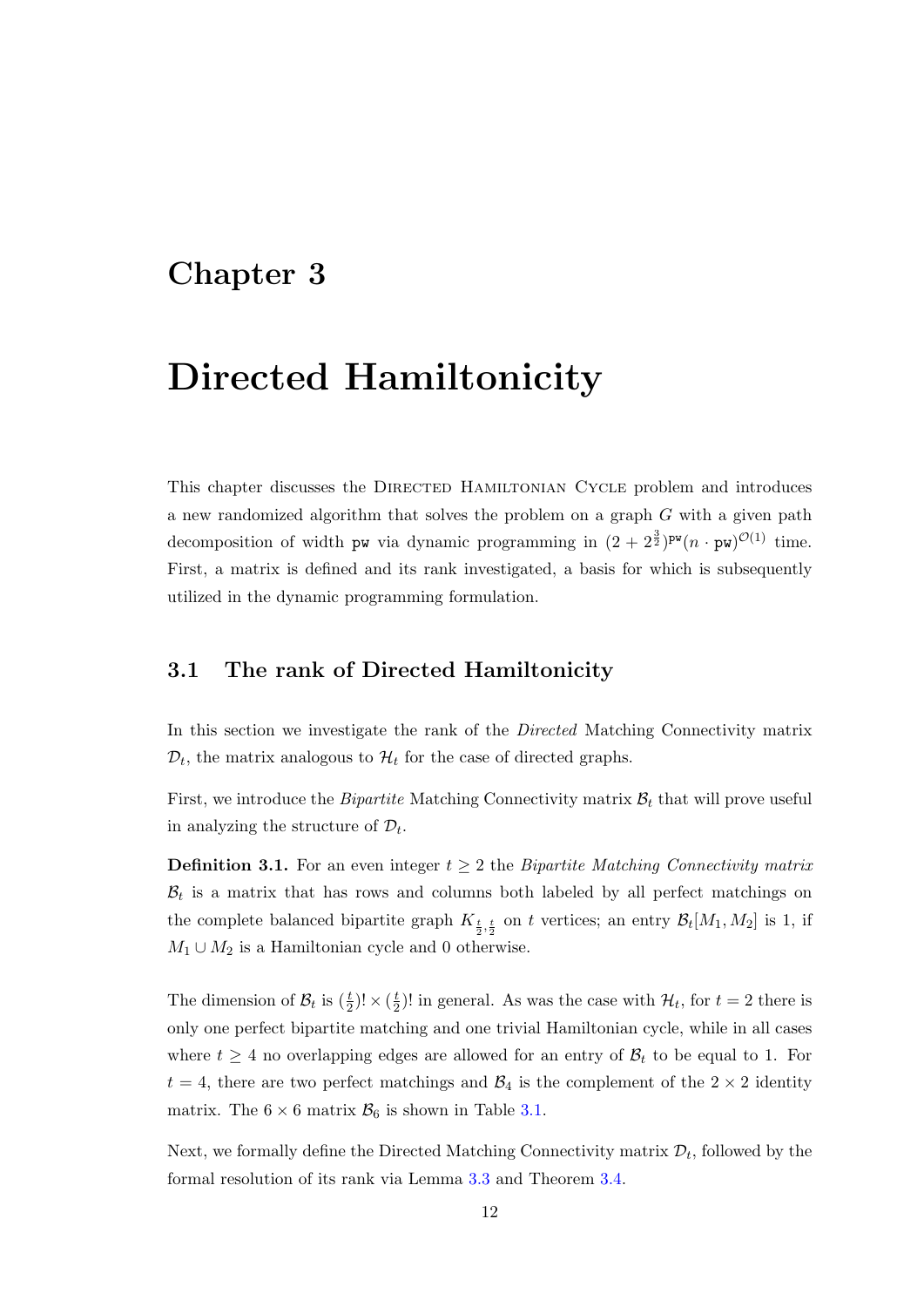# Chapter 3

# Directed Hamiltonicity

This chapter discusses the Directed Hamiltonian Cycle problem and introduces a new randomized algorithm that solves the problem on a graph $G$ with a given path decomposition of width $\texttt{pw}$ via dynamic programming in $(2 + 2^{\frac{3}{2}})^{\texttt{pw}}(n \cdot \texttt{pw})^{\mathcal{O}(1)}$ time. First, a matrix is defined and its rank investigated, a basis for which is subsequently utilized in the dynamic programming formulation.

## 3.1 The rank of Directed Hamiltonicity

In this section we investigate the rank of the *Directed* Matching Connectivity matrix $\mathcal{D}_t$, the matrix analogous to $\mathcal{H}_t$ for the case of directed graphs.

First, we introduce the *Bipartite* Matching Connectivity matrix $\mathcal{B}_t$ that will prove useful in analyzing the structure of $\mathcal{D}_t$.

**Definition 3.1.** For an even integer $t \geq 2$ the *Bipartite Matching Connectivity matrix* $\mathcal{B}_t$ is a matrix that has rows and columns both labeled by all perfect matchings on the complete balanced bipartite graph $K_{\frac{t}{2},\frac{t}{2}}$ on $t$ vertices; an entry $\mathcal{B}_t[M_1, M_2]$ is 1, if $M_1 \cup M_2$ is a Hamiltonian cycle and 0 otherwise.

The dimension of $\mathcal{B}_t$ is $(\frac{t}{2})! \times (\frac{t}{2})!$ in general. As was the case with $\mathcal{H}_t$, for $t = 2$ there is only one perfect bipartite matching and one trivial Hamiltonian cycle, while in all cases where $t \geq 4$ no overlapping edges are allowed for an entry of $\mathcal{B}_t$ to be equal to 1. For $t = 4$, there are two perfect matchings and $\mathcal{B}_4$ is the complement of the $2 \times 2$ identity matrix. The $6 \times 6$ matrix $\mathcal{B}_6$ is shown in Table 3.1.

Next, we formally define the Directed Matching Connectivity matrix $\mathcal{D}_t$, followed by the formal resolution of its rank via Lemma 3.3 and Theorem 3.4.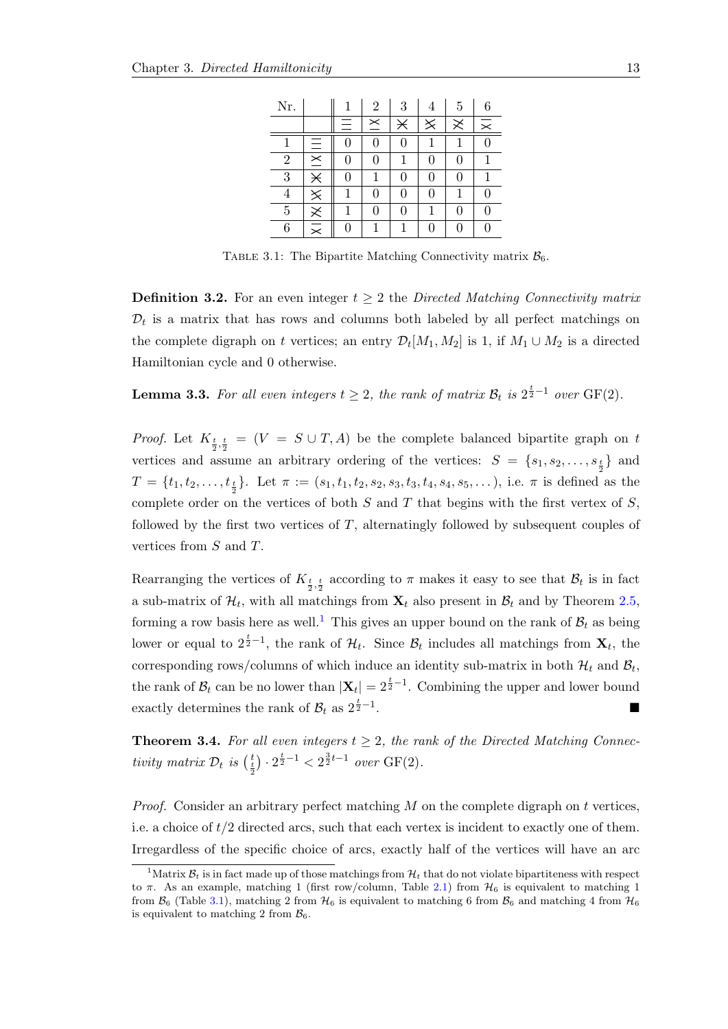| Nr. | | 1 | 2 | 3 | 4 | 5 | 6 |
|---|---|---|---|---|---|---|---|
| | | ☰ | ⋈ | ✕ | ✕ | ✕ | ⋈ |
| 1 | ☰ | 0 | 0 | 0 | 1 | 1 | 0 |
| 2 | ⋈ | 0 | 0 | 1 | 0 | 0 | 1 |
| 3 | ✕ | 0 | 1 | 0 | 0 | 0 | 1 |
| 4 | ✕ | 1 | 0 | 0 | 0 | 1 | 0 |
| 5 | ✕ | 1 | 0 | 0 | 1 | 0 | 0 |
| 6 | ⋈ | 0 | 1 | 1 | 0 | 0 | 0 |

Table 3.1: The Bipartite Matching Connectivity matrix $\mathcal{B}_6$.

**Definition 3.2.** For an even integer $t \geq 2$ the *Directed Matching Connectivity matrix* $\mathcal{D}_t$ is a matrix that has rows and columns both labeled by all perfect matchings on the complete digraph on $t$ vertices; an entry $\mathcal{D}_t[M_1, M_2]$ is 1, if $M_1 \cup M_2$ is a directed Hamiltonian cycle and 0 otherwise.

**Lemma 3.3.** *For all even integers $t \geq 2$, the rank of matrix $\mathcal{B}_t$ is $2^{\frac{t}{2}-1}$ over* GF(2).

*Proof.* Let $K_{\frac{t}{2},\frac{t}{2}} = (V = S \cup T, A)$ be the complete balanced bipartite graph on $t$ vertices and assume an arbitrary ordering of the vertices: $S = \{s_1, s_2, \dots, s_{\frac{t}{2}}\}$ and $T = \{t_1, t_2, \dots, t_{\frac{t}{2}}\}$. Let $\pi := (s_1, t_1, t_2, s_2, s_3, t_3, t_4, s_4, s_5, \dots)$, i.e. $\pi$ is defined as the complete order on the vertices of both $S$ and $T$ that begins with the first vertex of $S$, followed by the first two vertices of $T$, alternatingly followed by subsequent couples of vertices from $S$ and $T$.

Rearranging the vertices of $K_{\frac{t}{2},\frac{t}{2}}$ according to $\pi$ makes it easy to see that $\mathcal{B}_t$ is in fact a sub-matrix of $\mathcal{H}_t$, with all matchings from $\mathbf{X}_t$ also present in $\mathcal{B}_t$ and by Theorem 2.5, forming a row basis here as well.[1] This gives an upper bound on the rank of $\mathcal{B}_t$ as being lower or equal to $2^{\frac{t}{2}-1}$, the rank of $\mathcal{H}_t$. Since $\mathcal{B}_t$ includes all matchings from $\mathbf{X}_t$, the corresponding rows/columns of which induce an identity sub-matrix in both $\mathcal{H}_t$ and $\mathcal{B}_t$, the rank of $\mathcal{B}_t$ can be no lower than $|\mathbf{X}_t| = 2^{\frac{t}{2}-1}$. Combining the upper and lower bound exactly determines the rank of $\mathcal{B}_t$ as $2^{\frac{t}{2}-1}$. ∎

**Theorem 3.4.** *For all even integers $t \geq 2$, the rank of the Directed Matching Connectivity matrix $\mathcal{D}_t$ is $\binom{t}{\frac{t}{2}} \cdot 2^{\frac{t}{2}-1} < 2^{\frac{3}{2}t-1}$ over* GF(2).

*Proof.* Consider an arbitrary perfect matching $M$ on the complete digraph on $t$ vertices, i.e. a choice of $t/2$ directed arcs, such that each vertex is incident to exactly one of them. Irregardless of the specific choice of arcs, exactly half of the vertices will have an arc

[1] Matrix $\mathcal{B}_t$ is in fact made up of those matchings from $\mathcal{H}_t$ that do not violate bipartiteness with respect to $\pi$. As an example, matching 1 (first row/column, Table 2.1) from $\mathcal{H}_6$ is equivalent to matching 1 from $\mathcal{B}_6$ (Table 3.1), matching 2 from $\mathcal{H}_6$ is equivalent to matching 6 from $\mathcal{B}_6$ and matching 4 from $\mathcal{H}_6$ is equivalent to matching 2 from $\mathcal{B}_6$.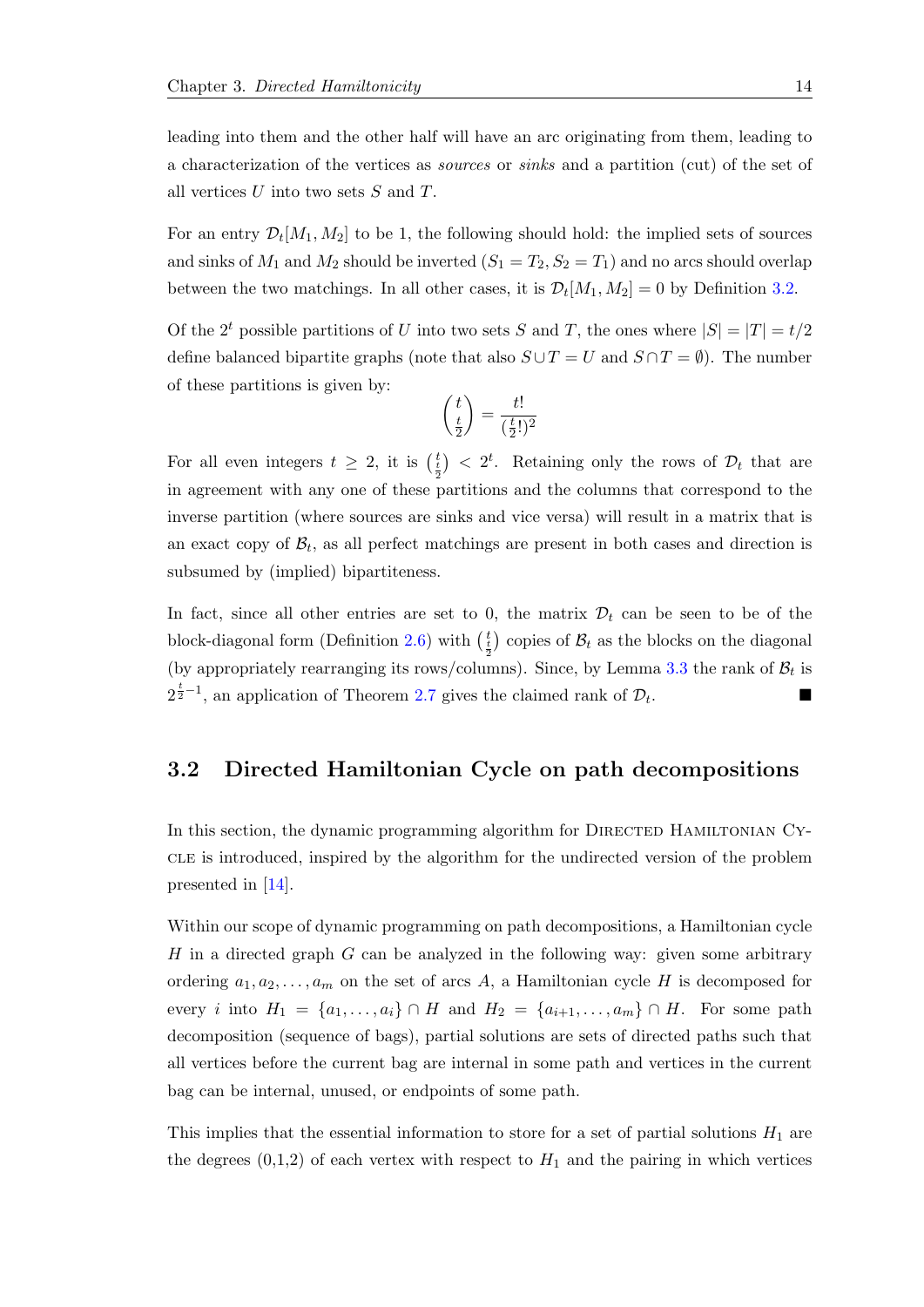leading into them and the other half will have an arc originating from them, leading to a characterization of the vertices as *sources* or *sinks* and a partition (cut) of the set of all vertices $U$ into two sets $S$ and $T$.

For an entry $\mathcal{D}_t[M_1, M_2]$ to be 1, the following should hold: the implied sets of sources and sinks of $M_1$ and $M_2$ should be inverted ($S_1 = T_2, S_2 = T_1$) and no arcs should overlap between the two matchings. In all other cases, it is $\mathcal{D}_t[M_1, M_2] = 0$ by Definition 3.2.

Of the $2^t$ possible partitions of $U$ into two sets $S$ and $T$, the ones where $|S| = |T| = t/2$ define balanced bipartite graphs (note that also $S \cup T = U$ and $S \cap T = \emptyset$). The number of these partitions is given by:

$$\binom{t}{\frac{t}{2}} = \frac{t!}{(\frac{t}{2}!)^2}$$

For all even integers $t \geq 2$, it is $\binom{t}{\frac{t}{2}} < 2^t$. Retaining only the rows of $\mathcal{D}_t$ that are in agreement with any one of these partitions and the columns that correspond to the inverse partition (where sources are sinks and vice versa) will result in a matrix that is an exact copy of $\mathcal{B}_t$, as all perfect matchings are present in both cases and direction is subsumed by (implied) bipartiteness.

In fact, since all other entries are set to 0, the matrix $\mathcal{D}_t$ can be seen to be of the block-diagonal form (Definition 2.6) with $\binom{t}{\frac{t}{2}}$ copies of $\mathcal{B}_t$ as the blocks on the diagonal (by appropriately rearranging its rows/columns). Since, by Lemma 3.3 the rank of $\mathcal{B}_t$ is $2^{\frac{t}{2}-1}$, an application of Theorem 2.7 gives the claimed rank of $\mathcal{D}_t$. ∎

## 3.2 Directed Hamiltonian Cycle on path decompositions

In this section, the dynamic programming algorithm for Directed Hamiltonian Cycle is introduced, inspired by the algorithm for the undirected version of the problem presented in [14].

Within our scope of dynamic programming on path decompositions, a Hamiltonian cycle $H$ in a directed graph $G$ can be analyzed in the following way: given some arbitrary ordering $a_1, a_2, \ldots, a_m$ on the set of arcs $A$, a Hamiltonian cycle $H$ is decomposed for every $i$ into $H_1 = \{a_1, \ldots, a_i\} \cap H$ and $H_2 = \{a_{i+1}, \ldots, a_m\} \cap H$. For some path decomposition (sequence of bags), partial solutions are sets of directed paths such that all vertices before the current bag are internal in some path and vertices in the current bag can be internal, unused, or endpoints of some path.

This implies that the essential information to store for a set of partial solutions $H_1$ are the degrees (0,1,2) of each vertex with respect to $H_1$ and the pairing in which vertices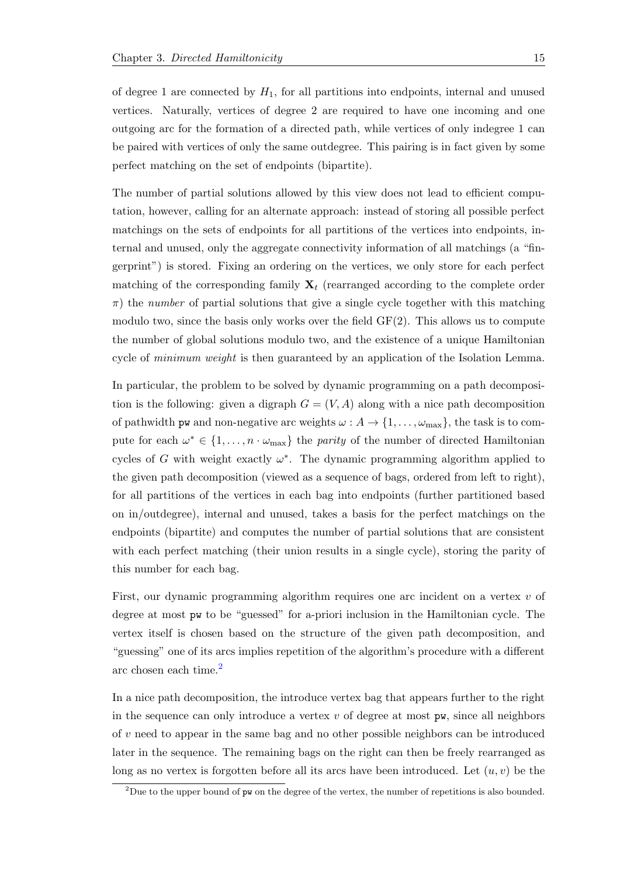of degree 1 are connected by $H_1$, for all partitions into endpoints, internal and unused vertices. Naturally, vertices of degree 2 are required to have one incoming and one outgoing arc for the formation of a directed path, while vertices of only indegree 1 can be paired with vertices of only the same outdegree. This pairing is in fact given by some perfect matching on the set of endpoints (bipartite).

The number of partial solutions allowed by this view does not lead to efficient computation, however, calling for an alternate approach: instead of storing all possible perfect matchings on the sets of endpoints for all partitions of the vertices into endpoints, internal and unused, only the aggregate connectivity information of all matchings (a "fingerprint") is stored. Fixing an ordering on the vertices, we only store for each perfect matching of the corresponding family $\mathbf{X}_t$ (rearranged according to the complete order $\pi$) the *number* of partial solutions that give a single cycle together with this matching modulo two, since the basis only works over the field GF(2). This allows us to compute the number of global solutions modulo two, and the existence of a unique Hamiltonian cycle of *minimum weight* is then guaranteed by an application of the Isolation Lemma.

In particular, the problem to be solved by dynamic programming on a path decomposition is the following: given a digraph $G = (V, A)$ along with a nice path decomposition of pathwidth $\mathtt{pw}$ and non-negative arc weights $\omega : A \rightarrow \{1, \ldots, \omega_{\max}\}$, the task is to compute for each $\omega^* \in \{1, \ldots, n \cdot \omega_{\max}\}$ the *parity* of the number of directed Hamiltonian cycles of $G$ with weight exactly $\omega^*$. The dynamic programming algorithm applied to the given path decomposition (viewed as a sequence of bags, ordered from left to right), for all partitions of the vertices in each bag into endpoints (further partitioned based on in/outdegree), internal and unused, takes a basis for the perfect matchings on the endpoints (bipartite) and computes the number of partial solutions that are consistent with each perfect matching (their union results in a single cycle), storing the parity of this number for each bag.

First, our dynamic programming algorithm requires one arc incident on a vertex $v$ of degree at most $\mathtt{pw}$ to be "guessed" for a-priori inclusion in the Hamiltonian cycle. The vertex itself is chosen based on the structure of the given path decomposition, and "guessing" one of its arcs implies repetition of the algorithm's procedure with a different arc chosen each time.[2]

In a nice path decomposition, the introduce vertex bag that appears further to the right in the sequence can only introduce a vertex $v$ of degree at most $\mathtt{pw}$, since all neighbors of $v$ need to appear in the same bag and no other possible neighbors can be introduced later in the sequence. The remaining bags on the right can then be freely rearranged as long as no vertex is forgotten before all its arcs have been introduced. Let $(u, v)$ be the

[2] Due to the upper bound of $\mathtt{pw}$ on the degree of the vertex, the number of repetitions is also bounded.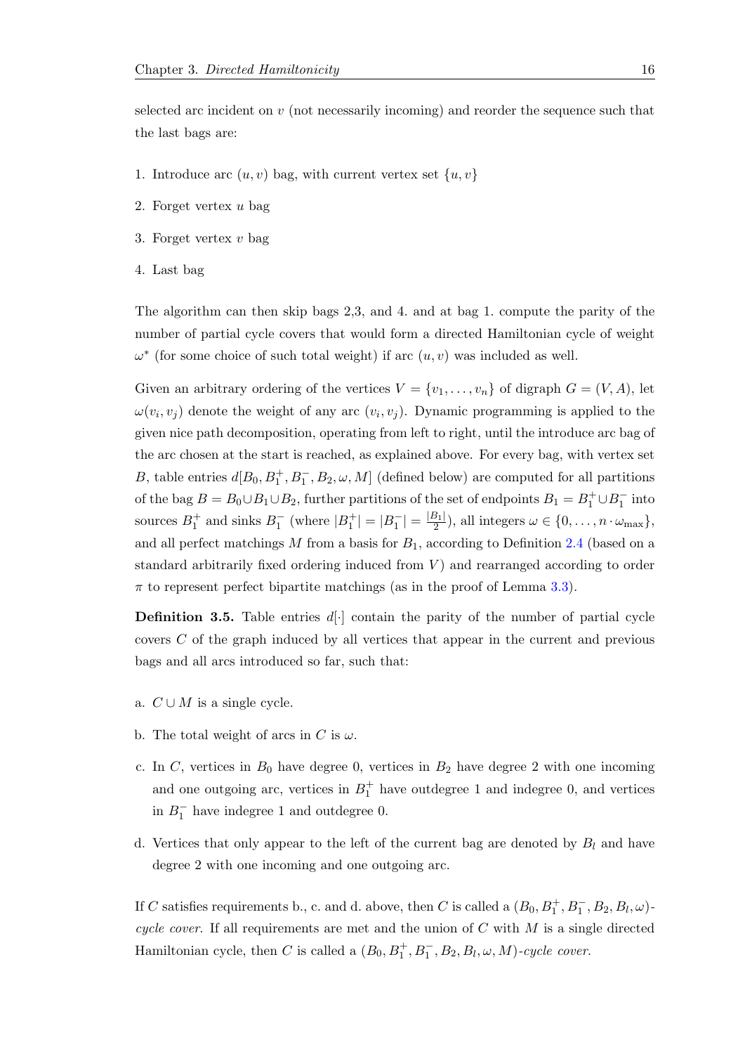selected arc incident on $v$ (not necessarily incoming) and reorder the sequence such that the last bags are:

1. Introduce arc $(u, v)$ bag, with current vertex set $\{u, v\}$
2. Forget vertex $u$ bag
3. Forget vertex $v$ bag
4. Last bag

The algorithm can then skip bags 2,3, and 4. and at bag 1. compute the parity of the number of partial cycle covers that would form a directed Hamiltonian cycle of weight $\omega^*$ (for some choice of such total weight) if arc $(u, v)$ was included as well.

Given an arbitrary ordering of the vertices $V = \{v_1, \ldots, v_n\}$ of digraph $G = (V, A)$, let $\omega(v_i, v_j)$ denote the weight of any arc $(v_i, v_j)$. Dynamic programming is applied to the given nice path decomposition, operating from left to right, until the introduce arc bag of the arc chosen at the start is reached, as explained above. For every bag, with vertex set $B$, table entries $d[B_0, B_1^+, B_1^-, B_2, \omega, M]$ (defined below) are computed for all partitions of the bag $B = B_0 \cup B_1 \cup B_2$, further partitions of the set of endpoints $B_1 = B_1^+ \cup B_1^-$ into sources $B_1^+$ and sinks $B_1^-$ (where $|B_1^+| = |B_1^-| = \frac{|B_1|}{2}$), all integers $\omega \in \{0, \ldots, n \cdot \omega_{\max}\}$, and all perfect matchings $M$ from a basis for $B_1$, according to Definition 2.4 (based on a standard arbitrarily fixed ordering induced from $V$) and rearranged according to order $\pi$ to represent perfect bipartite matchings (as in the proof of Lemma 3.3).

**Definition 3.5.** Table entries $d[\cdot]$ contain the parity of the number of partial cycle covers $C$ of the graph induced by all vertices that appear in the current and previous bags and all arcs introduced so far, such that:

a. $C \cup M$ is a single cycle.

b. The total weight of arcs in $C$ is $\omega$.

c. In $C$, vertices in $B_0$ have degree 0, vertices in $B_2$ have degree 2 with one incoming and one outgoing arc, vertices in $B_1^+$ have outdegree 1 and indegree 0, and vertices in $B_1^-$ have indegree 1 and outdegree 0.

d. Vertices that only appear to the left of the current bag are denoted by $B_l$ and have degree 2 with one incoming and one outgoing arc.

If $C$ satisfies requirements b., c. and d. above, then $C$ is called a $(B_0, B_1^+, B_1^-, B_2, B_l, \omega)$-*cycle cover*. If all requirements are met and the union of $C$ with $M$ is a single directed Hamiltonian cycle, then $C$ is called a $(B_0, B_1^+, B_1^-, B_2, B_l, \omega, M)$-*cycle cover*.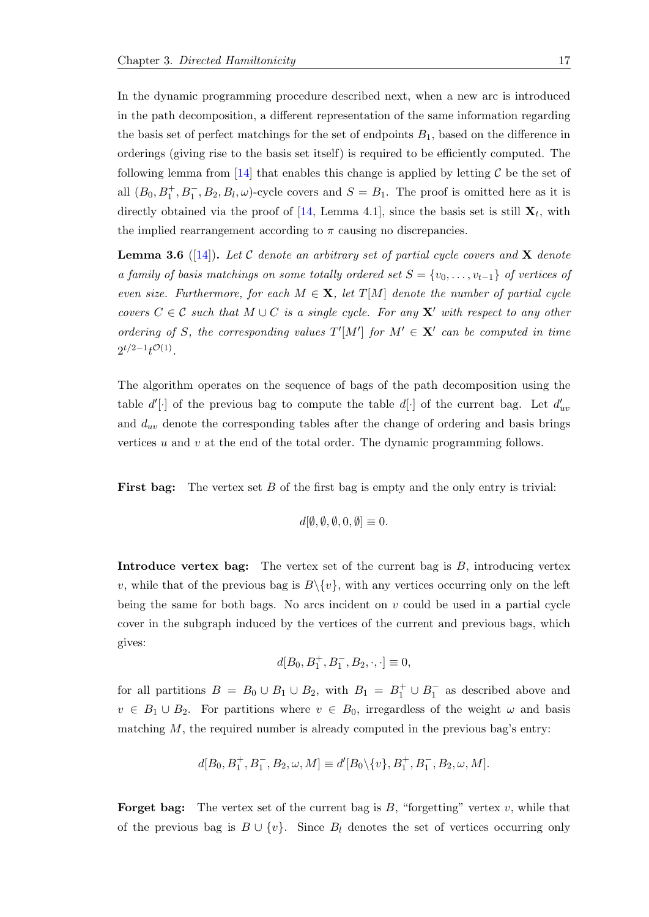In the dynamic programming procedure described next, when a new arc is introduced in the path decomposition, a different representation of the same information regarding the basis set of perfect matchings for the set of endpoints $B_1$, based on the difference in orderings (giving rise to the basis set itself) is required to be efficiently computed. The following lemma from [14] that enables this change is applied by letting $\mathcal{C}$ be the set of all $(B_0, B_1^+, B_1^-, B_2, B_l, \omega)$-cycle covers and $S = B_1$. The proof is omitted here as it is directly obtained via the proof of [14, Lemma 4.1], since the basis set is still $\mathbf{X}_t$, with the implied rearrangement according to $\pi$ causing no discrepancies.

**Lemma 3.6** ([14]). *Let $\mathcal{C}$ denote an arbitrary set of partial cycle covers and $\mathbf{X}$ denote a family of basis matchings on some totally ordered set $S = \{v_0, \dots, v_{t-1}\}$ of vertices of even size. Furthermore, for each $M \in \mathbf{X}$, let $T[M]$ denote the number of partial cycle covers $C \in \mathcal{C}$ such that $M \cup C$ is a single cycle. For any $\mathbf{X}'$ with respect to any other ordering of $S$, the corresponding values $T'[M']$ for $M' \in \mathbf{X}'$ can be computed in time $2^{t/2-1}t^{\mathcal{O}(1)}$.*

The algorithm operates on the sequence of bags of the path decomposition using the table $d'[\cdot]$ of the previous bag to compute the table $d[\cdot]$ of the current bag. Let $d'_{uv}$ and $d_{uv}$ denote the corresponding tables after the change of ordering and basis brings vertices $u$ and $v$ at the end of the total order. The dynamic programming follows.

**First bag:** The vertex set $B$ of the first bag is empty and the only entry is trivial:

$$d[\emptyset, \emptyset, \emptyset, 0, \emptyset] \equiv 0.$$

**Introduce vertex bag:** The vertex set of the current bag is $B$, introducing vertex $v$, while that of the previous bag is $B \backslash \{v\}$, with any vertices occurring only on the left being the same for both bags. No arcs incident on $v$ could be used in a partial cycle cover in the subgraph induced by the vertices of the current and previous bags, which gives:

$$d[B_0, B_1^+, B_1^-, B_2, \cdot, \cdot] \equiv 0,$$

for all partitions $B = B_0 \cup B_1 \cup B_2$, with $B_1 = B_1^+ \cup B_1^-$ as described above and $v \in B_1 \cup B_2$. For partitions where $v \in B_0$, irregardless of the weight $\omega$ and basis matching $M$, the required number is already computed in the previous bag's entry:

$$d[B_0, B_1^+, B_1^-, B_2, \omega, M] \equiv d'[B_0 \backslash \{v\}, B_1^+, B_1^-, B_2, \omega, M].$$

**Forget bag:** The vertex set of the current bag is $B$, "forgetting" vertex $v$, while that of the previous bag is $B \cup \{v\}$. Since $B_l$ denotes the set of vertices occurring only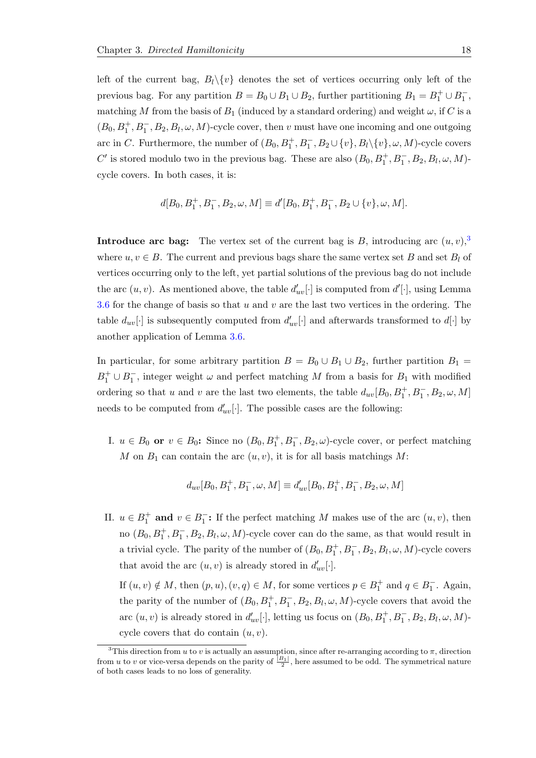left of the current bag, $B_l \backslash \{v\}$ denotes the set of vertices occurring only left of the previous bag. For any partition $B = B_0 \cup B_1 \cup B_2$, further partitioning $B_1 = B_1^+ \cup B_1^-$, matching $M$ from the basis of $B_1$ (induced by a standard ordering) and weight $\omega$, if $C$ is a $(B_0, B_1^+, B_1^-, B_2, B_l, \omega, M)$-cycle cover, then $v$ must have one incoming and one outgoing arc in $C$. Furthermore, the number of $(B_0, B_1^+, B_1^-, B_2 \cup \{v\}, B_l \backslash \{v\}, \omega, M)$-cycle covers $C'$ is stored modulo two in the previous bag. These are also $(B_0, B_1^+, B_1^-, B_2, B_l, \omega, M)$-cycle covers. In both cases, it is:

$$d[B_0, B_1^+, B_1^-, B_2, \omega, M] \equiv d'[B_0, B_1^+, B_1^-, B_2 \cup \{v\}, \omega, M].$$

**Introduce arc bag:** The vertex set of the current bag is $B$, introducing arc $(u, v)$,[3] where $u, v \in B$. The current and previous bags share the same vertex set $B$ and set $B_l$ of vertices occurring only to the left, yet partial solutions of the previous bag do not include the arc $(u, v)$. As mentioned above, the table $d'_{uv}[\cdot]$ is computed from $d'[\cdot]$, using Lemma 3.6 for the change of basis so that $u$ and $v$ are the last two vertices in the ordering. The table $d_{uv}[\cdot]$ is subsequently computed from $d'_{uv}[\cdot]$ and afterwards transformed to $d[\cdot]$ by another application of Lemma 3.6.

In particular, for some arbitrary partition $B = B_0 \cup B_1 \cup B_2$, further partition $B_1 = B_1^+ \cup B_1^-$, integer weight $\omega$ and perfect matching $M$ from a basis for $B_1$ with modified ordering so that $u$ and $v$ are the last two elements, the table $d_{uv}[B_0, B_1^+, B_1^-, B_2, \omega, M]$ needs to be computed from $d'_{uv}[\cdot]$. The possible cases are the following:

I. $u \in B_0$ **or** $v \in B_0$**:** Since no $(B_0, B_1^+, B_1^-, B_2, \omega)$-cycle cover, or perfect matching $M$ on $B_1$ can contain the arc $(u, v)$, it is for all basis matchings $M$:

$$d_{uv}[B_0, B_1^+, B_1^-, \omega, M] \equiv d'_{uv}[B_0, B_1^+, B_1^-, B_2, \omega, M]$$

II. $u \in B_1^+$ **and** $v \in B_1^-$**:** If the perfect matching $M$ makes use of the arc $(u, v)$, then no $(B_0, B_1^+, B_1^-, B_2, B_l, \omega, M)$-cycle cover can do the same, as that would result in a trivial cycle. The parity of the number of $(B_0, B_1^+, B_1^-, B_2, B_l, \omega, M)$-cycle covers that avoid the arc $(u, v)$ is already stored in $d'_{uv}[\cdot]$.

If $(u, v) \notin M$, then $(p, u), (v, q) \in M$, for some vertices $p \in B_1^+$ and $q \in B_1^-$. Again, the parity of the number of $(B_0, B_1^+, B_1^-, B_2, B_l, \omega, M)$-cycle covers that avoid the arc $(u, v)$ is already stored in $d'_{uv}[\cdot]$, letting us focus on $(B_0, B_1^+, B_1^-, B_2, B_l, \omega, M)$-cycle covers that do contain $(u, v)$.

[3] This direction from $u$ to $v$ is actually an assumption, since after re-arranging according to $\pi$, direction from $u$ to $v$ or vice-versa depends on the parity of $\frac{|B_1|}{2}$, here assumed to be odd. The symmetrical nature of both cases leads to no loss of generality.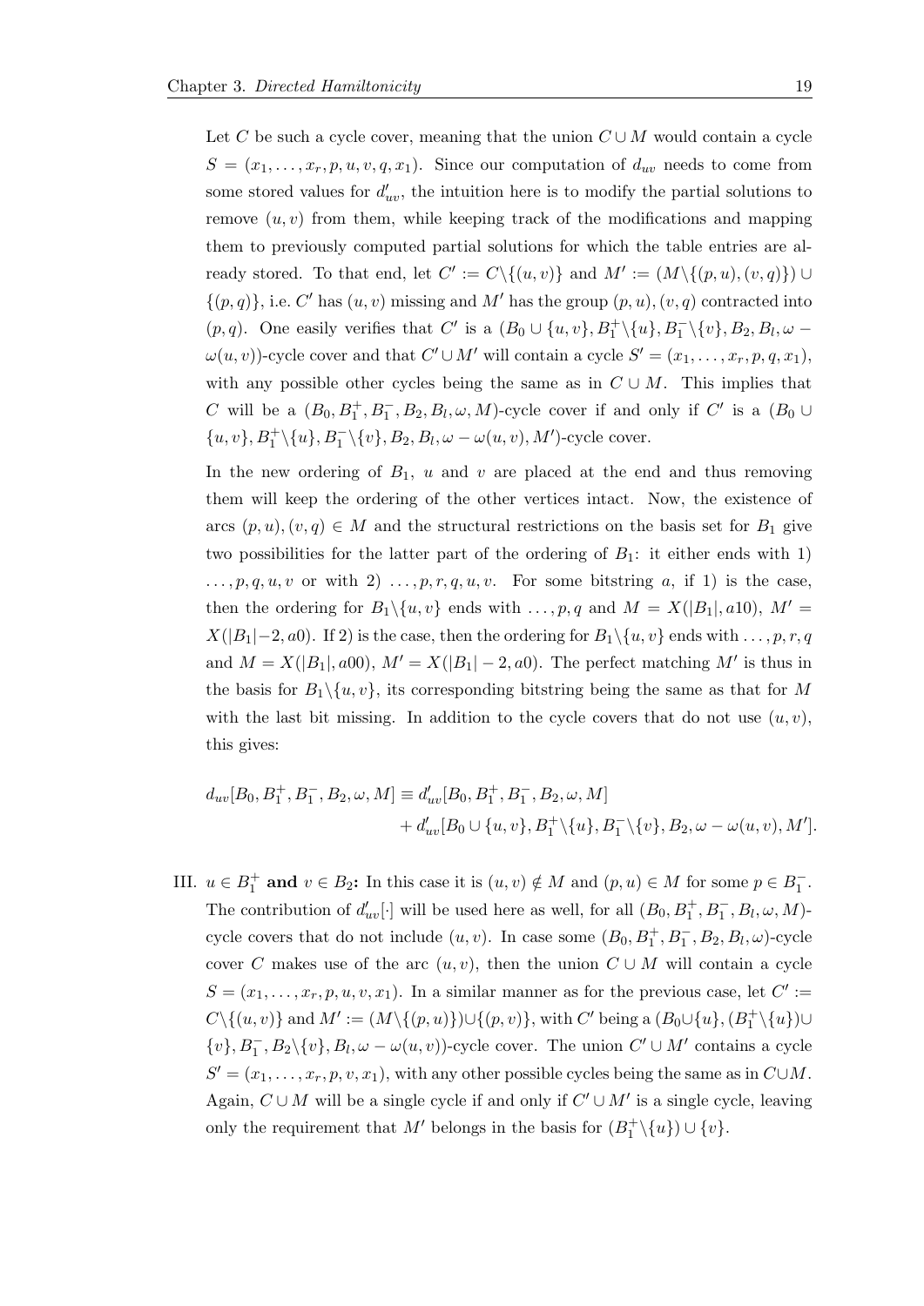Let $C$ be such a cycle cover, meaning that the union $C \cup M$ would contain a cycle $S = (x_1, \ldots, x_r, p, u, v, q, x_1)$. Since our computation of $d_{uv}$ needs to come from some stored values for $d'_{uv}$, the intuition here is to modify the partial solutions to remove $(u, v)$ from them, while keeping track of the modifications and mapping them to previously computed partial solutions for which the table entries are already stored. To that end, let $C' := C \backslash \{(u, v)\}$ and $M' := (M \backslash \{(p, u), (v, q)\}) \cup \{(p, q)\}$, i.e. $C'$ has $(u, v)$ missing and $M'$ has the group $(p, u), (v, q)$ contracted into $(p, q)$. One easily verifies that $C'$ is a $(B_0 \cup \{u, v\}, B_1^+ \backslash \{u\}, B_1^- \backslash \{v\}, B_2, B_l, \omega - \omega(u, v))$-cycle cover and that $C' \cup M'$ will contain a cycle $S' = (x_1, \ldots, x_r, p, q, x_1)$, with any possible other cycles being the same as in $C \cup M$. This implies that $C$ will be a $(B_0, B_1^+, B_1^-, B_2, B_l, \omega, M)$-cycle cover if and only if $C'$ is a $(B_0 \cup \{u, v\}, B_1^+ \backslash \{u\}, B_1^- \backslash \{v\}, B_2, B_l, \omega - \omega(u, v), M')$-cycle cover.

In the new ordering of $B_1$, $u$ and $v$ are placed at the end and thus removing them will keep the ordering of the other vertices intact. Now, the existence of arcs $(p, u), (v, q) \in M$ and the structural restrictions on the basis set for $B_1$ give two possibilities for the latter part of the ordering of $B_1$: it either ends with 1) $\ldots, p, q, u, v$ or with 2) $\ldots, p, r, q, u, v$. For some bitstring $a$, if 1) is the case, then the ordering for $B_1 \backslash \{u, v\}$ ends with $\ldots, p, q$ and $M = X(|B_1|, a10)$, $M' = X(|B_1| - 2, a0)$. If 2) is the case, then the ordering for $B_1 \backslash \{u, v\}$ ends with $\ldots, p, r, q$ and $M = X(|B_1|, a00)$, $M' = X(|B_1| - 2, a0)$. The perfect matching $M'$ is thus in the basis for $B_1 \backslash \{u, v\}$, its corresponding bitstring being the same as that for $M$ with the last bit missing. In addition to the cycle covers that do not use $(u, v)$, this gives:

$$d_{uv}[B_0, B_1^+, B_1^-, B_2, \omega, M] \equiv d'_{uv}[B_0, B_1^+, B_1^-, B_2, \omega, M] + d'_{uv}[B_0 \cup \{u, v\}, B_1^+ \backslash \{u\}, B_1^- \backslash \{v\}, B_2, \omega - \omega(u, v), M'].$$

III. $u \in B_1^+$ **and** $v \in B_2$**:** In this case it is $(u, v) \notin M$ and $(p, u) \in M$ for some $p \in B_1^-$. The contribution of $d'_{uv}[\cdot]$ will be used here as well, for all $(B_0, B_1^+, B_1^-, B_l, \omega, M)$-cycle covers that do not include $(u, v)$. In case some $(B_0, B_1^+, B_1^-, B_2, B_l, \omega)$-cycle cover $C$ makes use of the arc $(u, v)$, then the union $C \cup M$ will contain a cycle $S = (x_1, \ldots, x_r, p, u, v, x_1)$. In a similar manner as for the previous case, let $C' := C \backslash \{(u, v)\}$ and $M' := (M \backslash \{(p, u)\}) \cup \{(p, v)\}$, with $C'$ being a $(B_0 \cup \{u\}, (B_1^+ \backslash \{u\}) \cup \{v\}, B_1^-, B_2 \backslash \{v\}, B_l, \omega - \omega(u, v))$-cycle cover. The union $C' \cup M'$ contains a cycle $S' = (x_1, \ldots, x_r, p, v, x_1)$, with any other possible cycles being the same as in $C \cup M$. Again, $C \cup M$ will be a single cycle if and only if $C' \cup M'$ is a single cycle, leaving only the requirement that $M'$ belongs in the basis for $(B_1^+ \backslash \{u\}) \cup \{v\}$.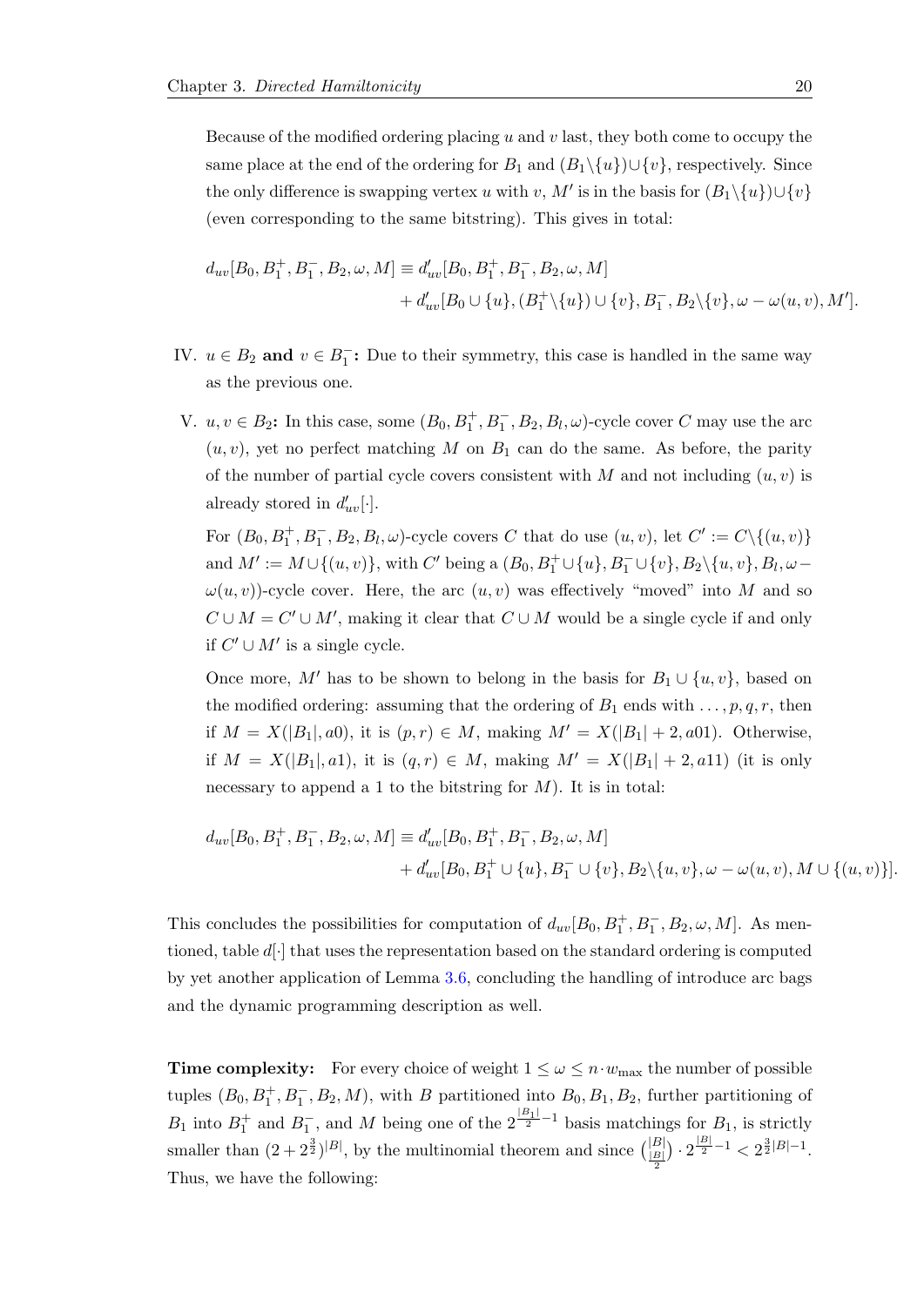Because of the modified ordering placing $u$ and $v$ last, they both come to occupy the same place at the end of the ordering for $B_1$ and $(B_1\backslash\{u\})\cup\{v\}$, respectively. Since the only difference is swapping vertex $u$ with $v$, $M'$ is in the basis for $(B_1\backslash\{u\})\cup\{v\}$ (even corresponding to the same bitstring). This gives in total:

$$\begin{aligned} d_{uv}[B_0, B_1^+, B_1^-, B_2, \omega, M] \equiv\ & d'_{uv}[B_0, B_1^+, B_1^-, B_2, \omega, M] \\ &+ d'_{uv}[B_0 \cup \{u\}, (B_1^+\backslash\{u\}) \cup \{v\}, B_1^-, B_2\backslash\{v\}, \omega - \omega(u, v), M']. \end{aligned}$$

IV. **$u \in B_2$ and $v \in B_1^-$:** Due to their symmetry, this case is handled in the same way as the previous one.

V. **$u, v \in B_2$:** In this case, some $(B_0, B_1^+, B_1^-, B_2, B_l, \omega)$-cycle cover $C$ may use the arc $(u, v)$, yet no perfect matching $M$ on $B_1$ can do the same. As before, the parity of the number of partial cycle covers consistent with $M$ and not including $(u, v)$ is already stored in $d'_{uv}[\cdot]$.

For $(B_0, B_1^+, B_1^-, B_2, B_l, \omega)$-cycle covers $C$ that do use $(u, v)$, let $C' := C\backslash\{(u, v)\}$ and $M' := M \cup \{(u, v)\}$, with $C'$ being a $(B_0, B_1^+ \cup \{u\}, B_1^- \cup \{v\}, B_2\backslash\{u, v\}, B_l, \omega - \omega(u, v))$-cycle cover. Here, the arc $(u, v)$ was effectively "moved" into $M$ and so $C \cup M = C' \cup M'$, making it clear that $C \cup M$ would be a single cycle if and only if $C' \cup M'$ is a single cycle.

Once more, $M'$ has to be shown to belong in the basis for $B_1 \cup \{u, v\}$, based on the modified ordering: assuming that the ordering of $B_1$ ends with $\ldots, p, q, r$, then if $M = X(|B_1|, a0)$, it is $(p, r) \in M$, making $M' = X(|B_1| + 2, a01)$. Otherwise, if $M = X(|B_1|, a1)$, it is $(q, r) \in M$, making $M' = X(|B_1| + 2, a11)$ (it is only necessary to append a 1 to the bitstring for $M$). It is in total:

$$\begin{aligned} d_{uv}[B_0, B_1^+, B_1^-, B_2, \omega, M] \equiv\ & d'_{uv}[B_0, B_1^+, B_1^-, B_2, \omega, M] \\ &+ d'_{uv}[B_0, B_1^+ \cup \{u\}, B_1^- \cup \{v\}, B_2\backslash\{u, v\}, \omega - \omega(u, v), M \cup \{(u, v)\}]. \end{aligned}$$

This concludes the possibilities for computation of $d_{uv}[B_0, B_1^+, B_1^-, B_2, \omega, M]$. As mentioned, table $d[\cdot]$ that uses the representation based on the standard ordering is computed by yet another application of Lemma 3.6, concluding the handling of introduce arc bags and the dynamic programming description as well.

**Time complexity:** For every choice of weight $1 \le \omega \le n \cdot w_{\max}$ the number of possible tuples $(B_0, B_1^+, B_1^-, B_2, M)$, with $B$ partitioned into $B_0, B_1, B_2$, further partitioning of $B_1$ into $B_1^+$ and $B_1^-$, and $M$ being one of the $2^{\frac{|B_1|}{2}-1}$ basis matchings for $B_1$, is strictly smaller than $(2 + 2^{\frac{3}{2}})^{|B|}$, by the multinomial theorem and since $\binom{|B|}{\frac{|B|}{2}} \cdot 2^{\frac{|B|}{2}-1} < 2^{\frac{3}{2}|B|-1}$. Thus, we have the following: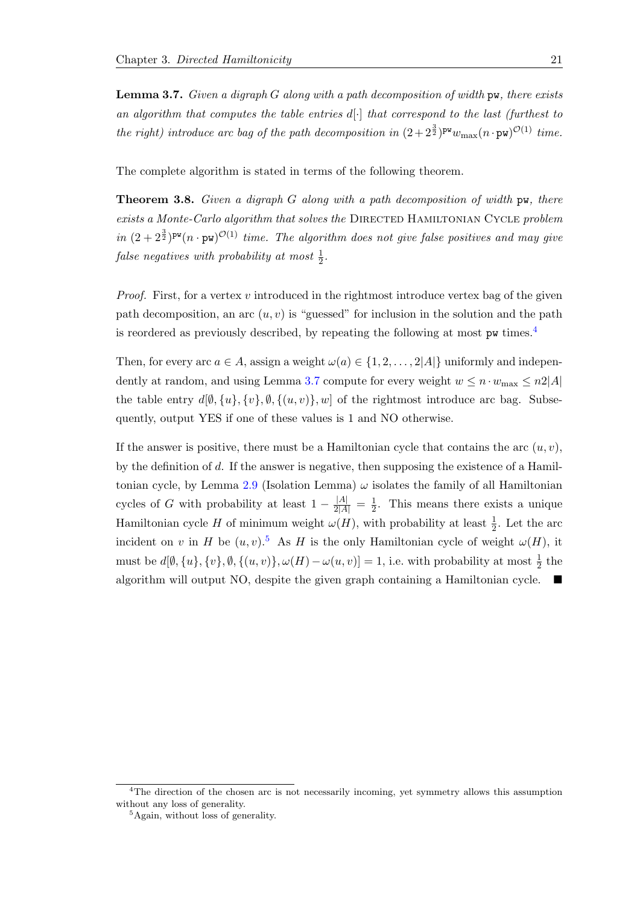**Lemma 3.7.** *Given a digraph $G$ along with a path decomposition of width $\texttt{pw}$, there exists an algorithm that computes the table entries $d[\cdot]$ that correspond to the last (furthest to the right) introduce arc bag of the path decomposition in $(2+2^{\frac{3}{2}})^{\texttt{pw}} w_{\max}(n \cdot \texttt{pw})^{\mathcal{O}(1)}$ time.*

The complete algorithm is stated in terms of the following theorem.

**Theorem 3.8.** *Given a digraph $G$ along with a path decomposition of width $\texttt{pw}$, there exists a Monte-Carlo algorithm that solves the* Directed Hamiltonian Cycle *problem in $(2+2^{\frac{3}{2}})^{\texttt{pw}}(n \cdot \texttt{pw})^{\mathcal{O}(1)}$ time. The algorithm does not give false positives and may give false negatives with probability at most $\frac{1}{2}$.*

*Proof.* First, for a vertex $v$ introduced in the rightmost introduce vertex bag of the given path decomposition, an arc $(u, v)$ is "guessed" for inclusion in the solution and the path is reordered as previously described, by repeating the following at most $\texttt{pw}$ times.[4]

Then, for every arc $a \in A$, assign a weight $\omega(a) \in \{1, 2, \ldots, 2|A|\}$ uniformly and independently at random, and using Lemma 3.7 compute for every weight $w \leq n \cdot w_{\max} \leq n2|A|$ the table entry $d[\emptyset, \{u\}, \{v\}, \emptyset, \{(u, v)\}, w]$ of the rightmost introduce arc bag. Subsequently, output YES if one of these values is 1 and NO otherwise.

If the answer is positive, there must be a Hamiltonian cycle that contains the arc $(u, v)$, by the definition of $d$. If the answer is negative, then supposing the existence of a Hamiltonian cycle, by Lemma 2.9 (Isolation Lemma) $\omega$ isolates the family of all Hamiltonian cycles of $G$ with probability at least $1 - \frac{|A|}{2|A|} = \frac{1}{2}$. This means there exists a unique Hamiltonian cycle $H$ of minimum weight $\omega(H)$, with probability at least $\frac{1}{2}$. Let the arc incident on $v$ in $H$ be $(u, v)$.[5] As $H$ is the only Hamiltonian cycle of weight $\omega(H)$, it must be $d[\emptyset, \{u\}, \{v\}, \emptyset, \{(u, v)\}, \omega(H) - \omega(u, v)] = 1$, i.e. with probability at most $\frac{1}{2}$ the algorithm will output NO, despite the given graph containing a Hamiltonian cycle. ■

---

[4] The direction of the chosen arc is not necessarily incoming, yet symmetry allows this assumption without any loss of generality.

[5] Again, without loss of generality.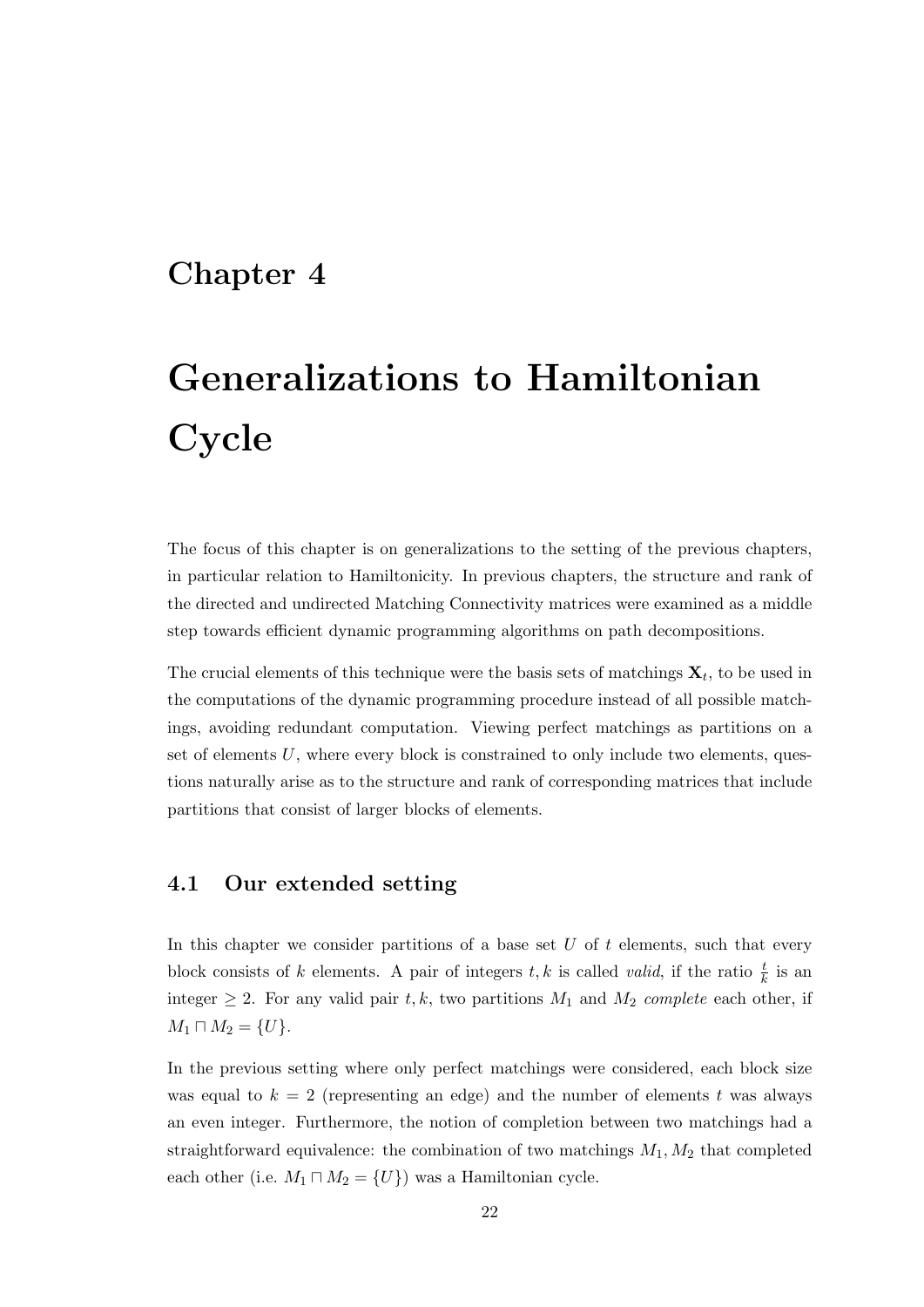# Chapter 4

# Generalizations to Hamiltonian Cycle

The focus of this chapter is on generalizations to the setting of the previous chapters, in particular relation to Hamiltonicity. In previous chapters, the structure and rank of the directed and undirected Matching Connectivity matrices were examined as a middle step towards efficient dynamic programming algorithms on path decompositions.

The crucial elements of this technique were the basis sets of matchings $\mathbf{X}_t$, to be used in the computations of the dynamic programming procedure instead of all possible matchings, avoiding redundant computation. Viewing perfect matchings as partitions on a set of elements $U$, where every block is constrained to only include two elements, questions naturally arise as to the structure and rank of corresponding matrices that include partitions that consist of larger blocks of elements.

## 4.1 Our extended setting

In this chapter we consider partitions of a base set $U$ of $t$ elements, such that every block consists of $k$ elements. A pair of integers $t, k$ is called *valid*, if the ratio $\frac{t}{k}$ is an integer $\geq 2$. For any valid pair $t, k$, two partitions $M_1$ and $M_2$ *complete* each other, if $M_1 \sqcap M_2 = \{U\}$.

In the previous setting where only perfect matchings were considered, each block size was equal to $k = 2$ (representing an edge) and the number of elements $t$ was always an even integer. Furthermore, the notion of completion between two matchings had a straightforward equivalence: the combination of two matchings $M_1, M_2$ that completed each other (i.e. $M_1 \sqcap M_2 = \{U\}$) was a Hamiltonian cycle.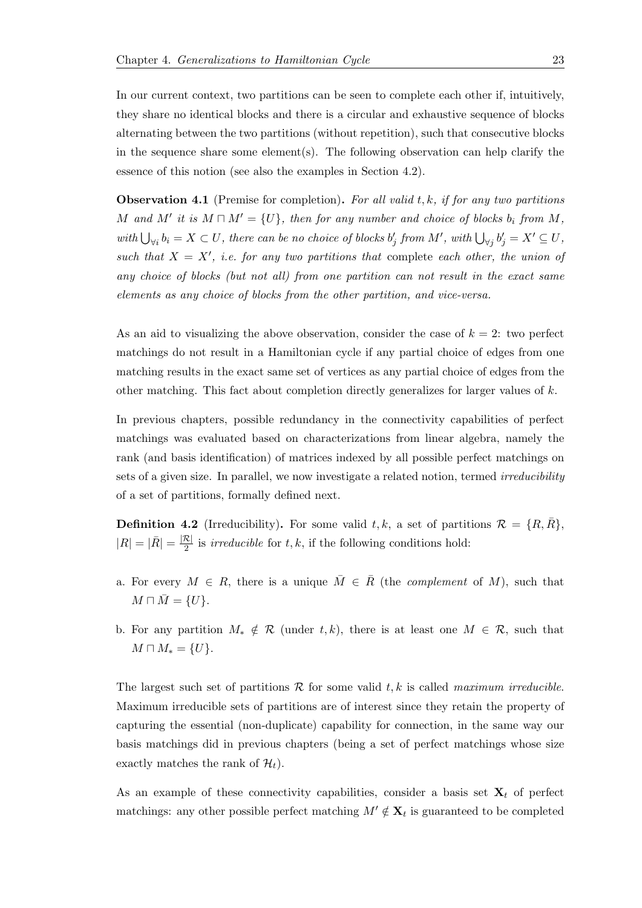In our current context, two partitions can be seen to complete each other if, intuitively, they share no identical blocks and there is a circular and exhaustive sequence of blocks alternating between the two partitions (without repetition), such that consecutive blocks in the sequence share some element(s). The following observation can help clarify the essence of this notion (see also the examples in Section 4.2).

**Observation 4.1** (Premise for completion)**.** *For all valid $t, k$, if for any two partitions $M$ and $M'$ it is $M \sqcap M' = \{U\}$, then for any number and choice of blocks $b_i$ from $M$, with $\bigcup_{\forall i} b_i = X \subset U$, there can be no choice of blocks $b'_j$ from $M'$, with $\bigcup_{\forall j} b'_j = X' \subseteq U$, such that $X = X'$, i.e. for any two partitions that* complete *each other, the union of any choice of blocks (but not all) from one partition can not result in the exact same elements as any choice of blocks from the other partition, and vice-versa.*

As an aid to visualizing the above observation, consider the case of $k = 2$: two perfect matchings do not result in a Hamiltonian cycle if any partial choice of edges from one matching results in the exact same set of vertices as any partial choice of edges from the other matching. This fact about completion directly generalizes for larger values of $k$.

In previous chapters, possible redundancy in the connectivity capabilities of perfect matchings was evaluated based on characterizations from linear algebra, namely the rank (and basis identification) of matrices indexed by all possible perfect matchings on sets of a given size. In parallel, we now investigate a related notion, termed *irreducibility* of a set of partitions, formally defined next.

**Definition 4.2** (Irreducibility)**.** For some valid $t, k$, a set of partitions $\mathcal{R} = \{R, \bar{R}\}$, $|R| = |\bar{R}| = \frac{|\mathcal{R}|}{2}$ is *irreducible* for $t, k$, if the following conditions hold:

a. For every $M \in R$, there is a unique $\bar{M} \in \bar{R}$ (the *complement* of $M$), such that $M \sqcap \bar{M} = \{U\}$.

b. For any partition $M_* \notin \mathcal{R}$ (under $t, k$), there is at least one $M \in \mathcal{R}$, such that $M \sqcap M_* = \{U\}$.

The largest such set of partitions $\mathcal{R}$ for some valid $t, k$ is called *maximum irreducible*. Maximum irreducible sets of partitions are of interest since they retain the property of capturing the essential (non-duplicate) capability for connection, in the same way our basis matchings did in previous chapters (being a set of perfect matchings whose size exactly matches the rank of $\mathcal{H}_t$).

As an example of these connectivity capabilities, consider a basis set $\mathbf{X}_t$ of perfect matchings: any other possible perfect matching $M' \notin \mathbf{X}_t$ is guaranteed to be completed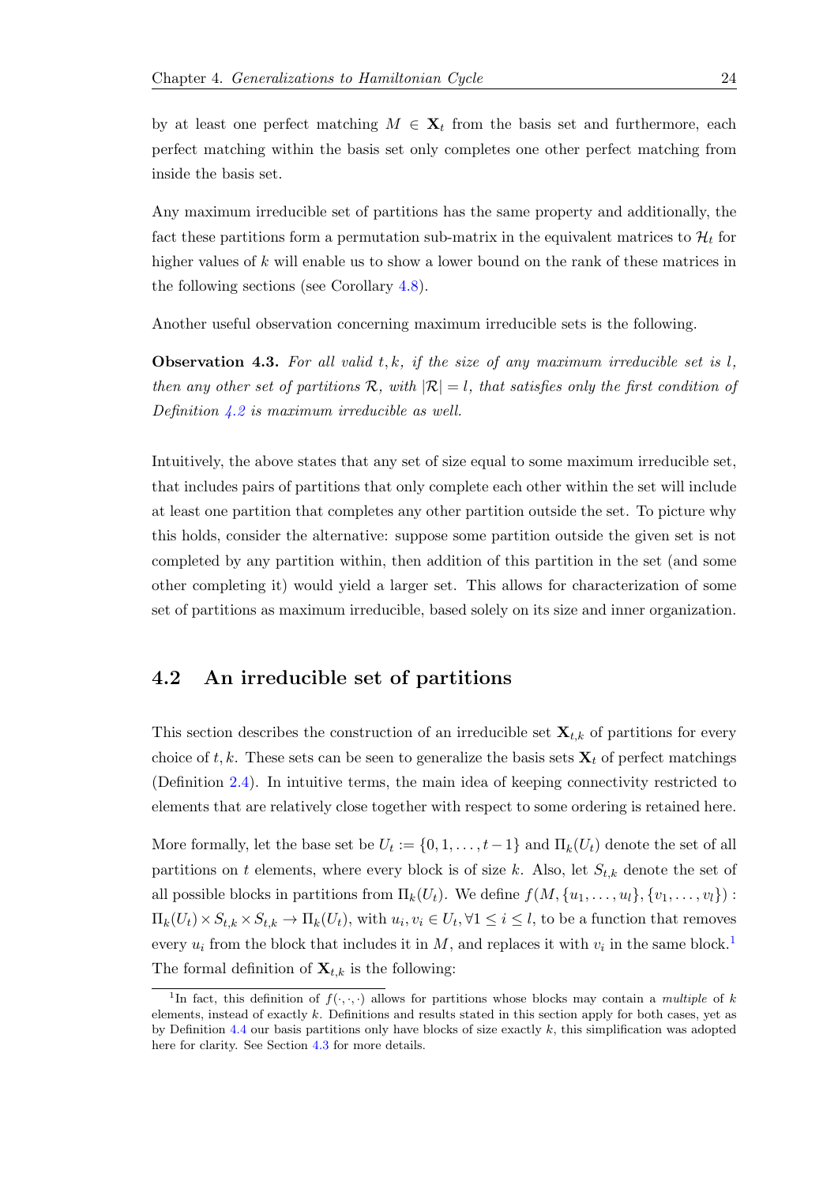by at least one perfect matching $M \in \mathbf{X}_t$ from the basis set and furthermore, each perfect matching within the basis set only completes one other perfect matching from inside the basis set.

Any maximum irreducible set of partitions has the same property and additionally, the fact these partitions form a permutation sub-matrix in the equivalent matrices to $\mathcal{H}_t$ for higher values of $k$ will enable us to show a lower bound on the rank of these matrices in the following sections (see Corollary 4.8).

Another useful observation concerning maximum irreducible sets is the following.

**Observation 4.3.** *For all valid $t, k$, if the size of any maximum irreducible set is $l$, then any other set of partitions $\mathcal{R}$, with $|\mathcal{R}| = l$, that satisfies only the first condition of Definition 4.2 is maximum irreducible as well.*

Intuitively, the above states that any set of size equal to some maximum irreducible set, that includes pairs of partitions that only complete each other within the set will include at least one partition that completes any other partition outside the set. To picture why this holds, consider the alternative: suppose some partition outside the given set is not completed by any partition within, then addition of this partition in the set (and some other completing it) would yield a larger set. This allows for characterization of some set of partitions as maximum irreducible, based solely on its size and inner organization.

## 4.2 An irreducible set of partitions

This section describes the construction of an irreducible set $\mathbf{X}_{t,k}$ of partitions for every choice of $t, k$. These sets can be seen to generalize the basis sets $\mathbf{X}_t$ of perfect matchings (Definition 2.4). In intuitive terms, the main idea of keeping connectivity restricted to elements that are relatively close together with respect to some ordering is retained here.

More formally, let the base set be $U_t := \{0, 1, \ldots, t-1\}$ and $\Pi_k(U_t)$ denote the set of all partitions on $t$ elements, where every block is of size $k$. Also, let $S_{t,k}$ denote the set of all possible blocks in partitions from $\Pi_k(U_t)$. We define $f(M, \{u_1, \ldots, u_l\}, \{v_1, \ldots, v_l\}) : \Pi_k(U_t) \times S_{t,k} \times S_{t,k} \to \Pi_k(U_t)$, with $u_i, v_i \in U_t, \forall 1 \leq i \leq l$, to be a function that removes every $u_i$ from the block that includes it in $M$, and replaces it with $v_i$ in the same block.[1] The formal definition of $\mathbf{X}_{t,k}$ is the following:

[1] In fact, this definition of $f(\cdot, \cdot, \cdot)$ allows for partitions whose blocks may contain a *multiple* of $k$ elements, instead of exactly $k$. Definitions and results stated in this section apply for both cases, yet as by Definition 4.4 our basis partitions only have blocks of size exactly $k$, this simplification was adopted here for clarity. See Section 4.3 for more details.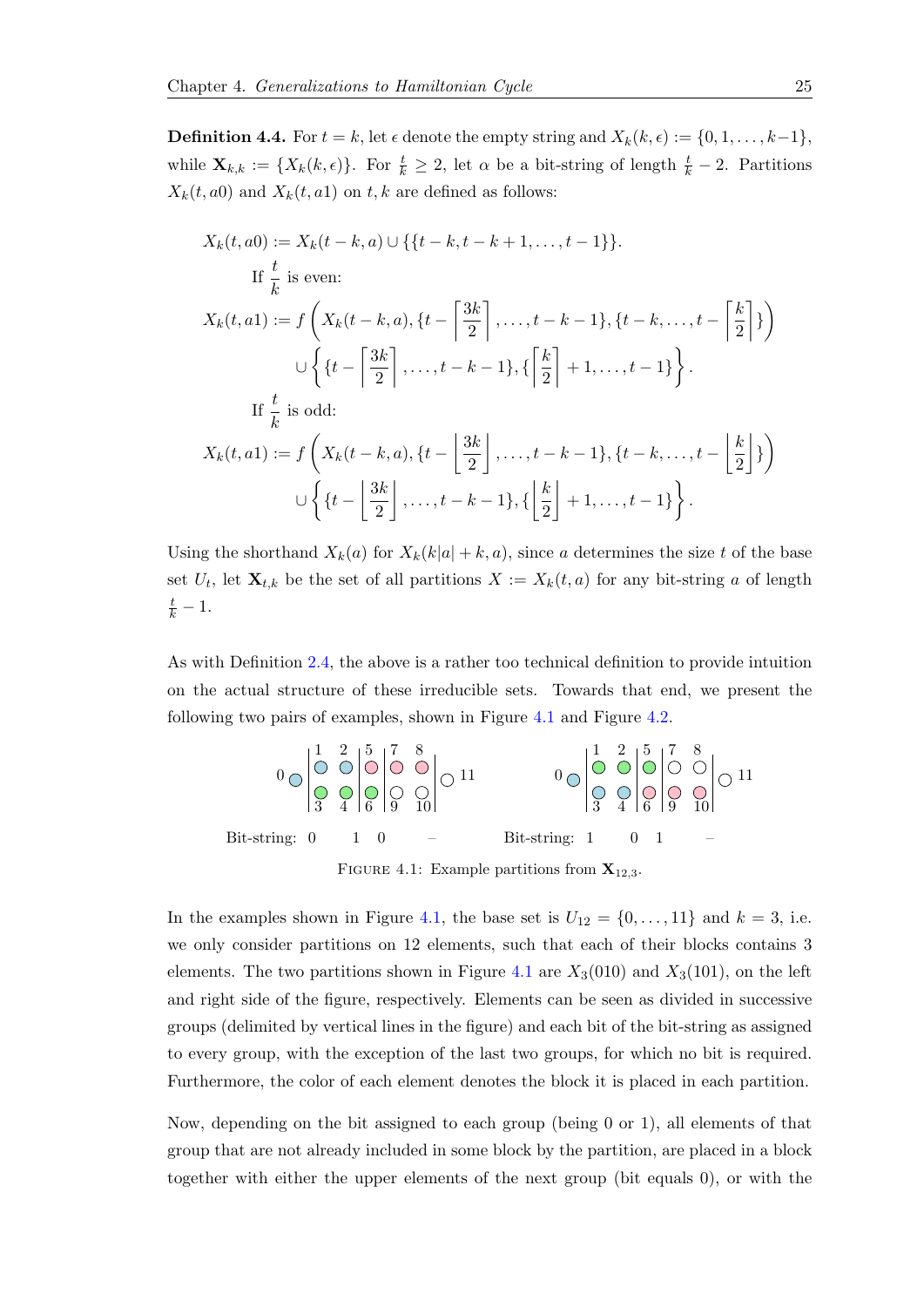**Definition 4.4.** For $t = k$, let $\epsilon$ denote the empty string and $X_k(k, \epsilon) := \{0, 1, \ldots, k-1\}$, while $\mathbf{X}_{k,k} := \{X_k(k, \epsilon)\}$. For $\frac{t}{k} \geq 2$, let $\alpha$ be a bit-string of length $\frac{t}{k} - 2$. Partitions $X_k(t, a0)$ and $X_k(t, a1)$ on $t, k$ are defined as follows:

$$X_k(t, a0) := X_k(t-k, a) \cup \{\{t-k, t-k+1, \ldots, t-1\}\}.$$

If $\frac{t}{k}$ is even:

$$X_k(t, a1) := f\left(X_k(t-k, a), \{t - \left\lceil \frac{3k}{2} \right\rceil, \ldots, t-k-1\}, \{t-k, \ldots, t - \left\lceil \frac{k}{2} \right\rceil\}\right) \cup \left\{\{t - \left\lceil \frac{3k}{2} \right\rceil, \ldots, t-k-1\}, \{\left\lceil \frac{k}{2} \right\rceil + 1, \ldots, t-1\}\right\}.$$

If $\frac{t}{k}$ is odd:

$$X_k(t, a1) := f\left(X_k(t-k, a), \{t - \left\lfloor \frac{3k}{2} \right\rfloor, \ldots, t-k-1\}, \{t-k, \ldots, t - \left\lfloor \frac{k}{2} \right\rfloor\}\right) \cup \left\{\{t - \left\lfloor \frac{3k}{2} \right\rfloor, \ldots, t-k-1\}, \{\left\lfloor \frac{k}{2} \right\rfloor + 1, \ldots, t-1\}\right\}.$$

Using the shorthand $X_k(a)$ for $X_k(k|a| + k, a)$, since $a$ determines the size $t$ of the base set $U_t$, let $\mathbf{X}_{t,k}$ be the set of all partitions $X := X_k(t, a)$ for any bit-string $a$ of length $\frac{t}{k} - 1$.

As with Definition 2.4, the above is a rather too technical definition to provide intuition on the actual structure of these irreducible sets. Towards that end, we present the following two pairs of examples, shown in Figure 4.1 and Figure 4.2.

Bit-string: 0 1 0 –          Bit-string: 1 0 1 –

FIGURE 4.1: Example partitions from $\mathbf{X}_{12,3}$.

In the examples shown in Figure 4.1, the base set is $U_{12} = \{0, \ldots, 11\}$ and $k = 3$, i.e. we only consider partitions on 12 elements, such that each of their blocks contains 3 elements. The two partitions shown in Figure 4.1 are $X_3(010)$ and $X_3(101)$, on the left and right side of the figure, respectively. Elements can be seen as divided in successive groups (delimited by vertical lines in the figure) and each bit of the bit-string as assigned to every group, with the exception of the last two groups, for which no bit is required. Furthermore, the color of each element denotes the block it is placed in each partition.

Now, depending on the bit assigned to each group (being 0 or 1), all elements of that group that are not already included in some block by the partition, are placed in a block together with either the upper elements of the next group (bit equals 0), or with the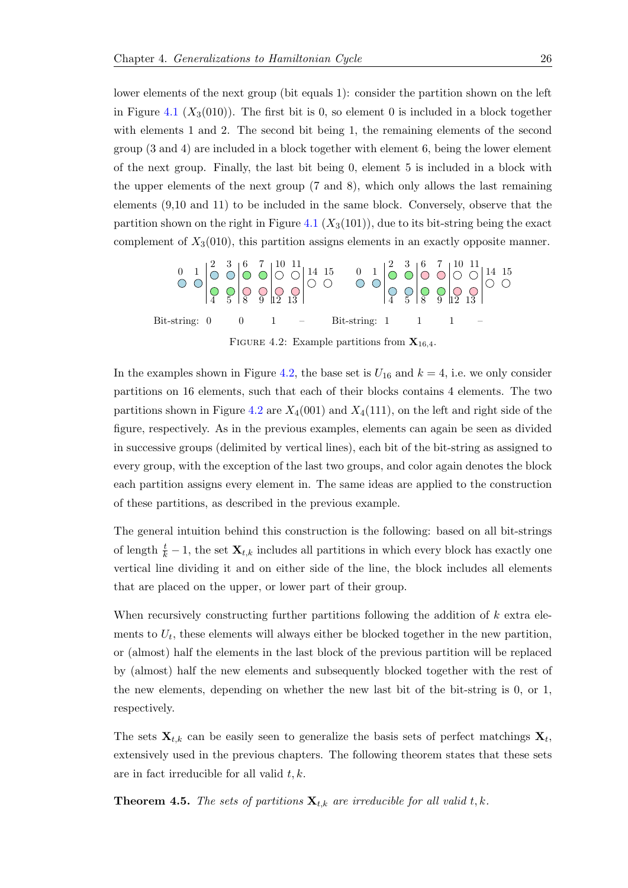lower elements of the next group (bit equals 1): consider the partition shown on the left in Figure 4.1 ($X_3(010)$). The first bit is 0, so element 0 is included in a block together with elements 1 and 2. The second bit being 1, the remaining elements of the second group (3 and 4) are included in a block together with element 6, being the lower element of the next group. Finally, the last bit being 0, element 5 is included in a block with the upper elements of the next group (7 and 8), which only allows the last remaining elements (9,10 and 11) to be included in the same block. Conversely, observe that the partition shown on the right in Figure 4.1 ($X_3(101)$), due to its bit-string being the exact complement of $X_3(010)$, this partition assigns elements in an exactly opposite manner.

FIGURE 4.2: Example partitions from $\mathbf{X}_{16,4}$.

In the examples shown in Figure 4.2, the base set is $U_{16}$ and $k = 4$, i.e. we only consider partitions on 16 elements, such that each of their blocks contains 4 elements. The two partitions shown in Figure 4.2 are $X_4(001)$ and $X_4(111)$, on the left and right side of the figure, respectively. As in the previous examples, elements can again be seen as divided in successive groups (delimited by vertical lines), each bit of the bit-string as assigned to every group, with the exception of the last two groups, and color again denotes the block each partition assigns every element in. The same ideas are applied to the construction of these partitions, as described in the previous example.

The general intuition behind this construction is the following: based on all bit-strings of length $\frac{t}{k} - 1$, the set $\mathbf{X}_{t,k}$ includes all partitions in which every block has exactly one vertical line dividing it and on either side of the line, the block includes all elements that are placed on the upper, or lower part of their group.

When recursively constructing further partitions following the addition of $k$ extra elements to $U_t$, these elements will always either be blocked together in the new partition, or (almost) half the elements in the last block of the previous partition will be replaced by (almost) half the new elements and subsequently blocked together with the rest of the new elements, depending on whether the new last bit of the bit-string is 0, or 1, respectively.

The sets $\mathbf{X}_{t,k}$ can be easily seen to generalize the basis sets of perfect matchings $\mathbf{X}_t$, extensively used in the previous chapters. The following theorem states that these sets are in fact irreducible for all valid $t, k$.

**Theorem 4.5.** *The sets of partitions $\mathbf{X}_{t,k}$ are irreducible for all valid $t, k$.*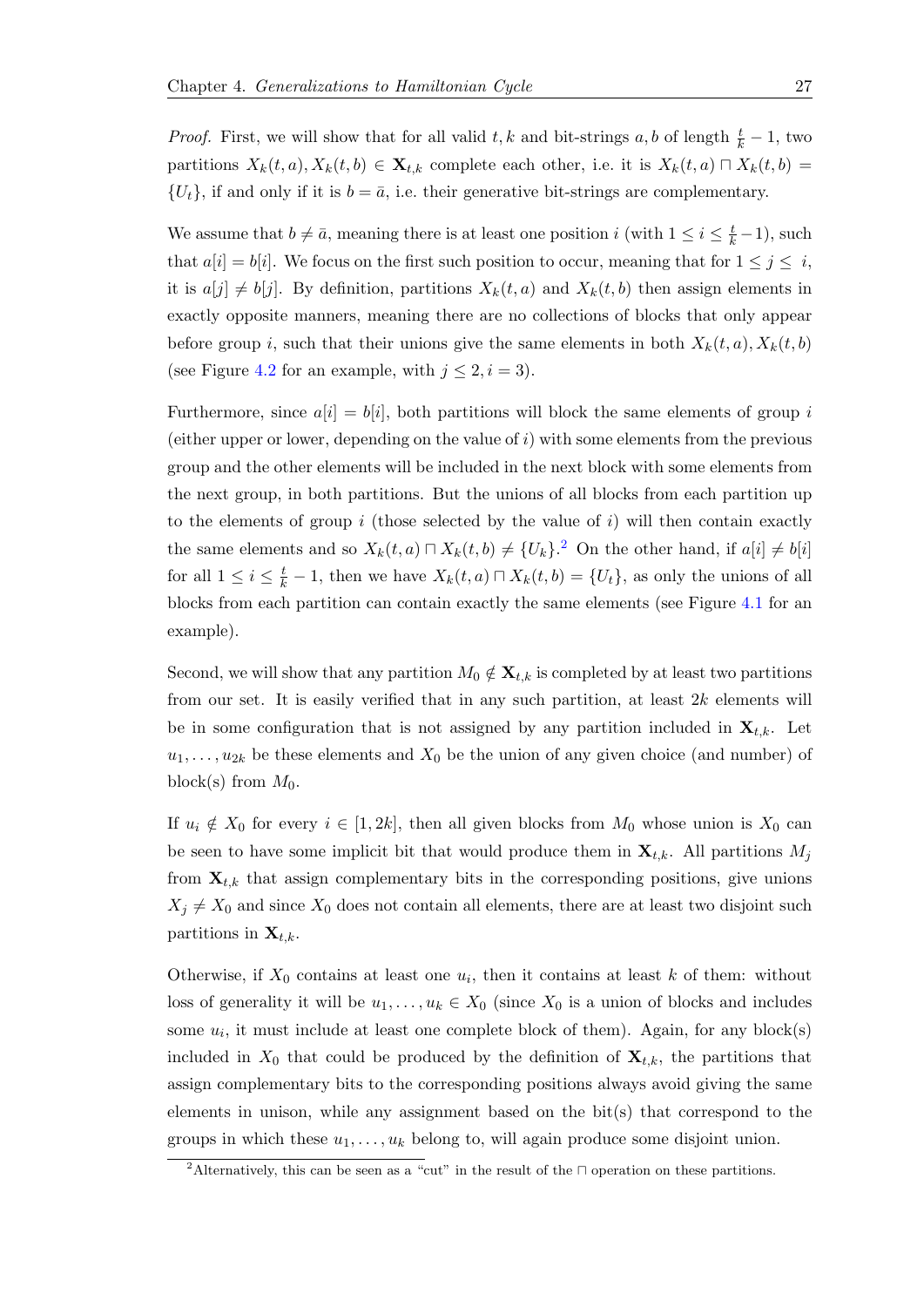*Proof.* First, we will show that for all valid $t, k$ and bit-strings $a, b$ of length $\frac{t}{k} - 1$, two partitions $X_k(t, a), X_k(t, b) \in \mathbf{X}_{t,k}$ complete each other, i.e. it is $X_k(t, a) \sqcap X_k(t, b) = \{U_t\}$, if and only if it is $b = \bar{a}$, i.e. their generative bit-strings are complementary.

We assume that $b \neq \bar{a}$, meaning there is at least one position $i$ (with $1 \leq i \leq \frac{t}{k} - 1$), such that $a[i] = b[i]$. We focus on the first such position to occur, meaning that for $1 \leq j \leq i$, it is $a[j] \neq b[j]$. By definition, partitions $X_k(t, a)$ and $X_k(t, b)$ then assign elements in exactly opposite manners, meaning there are no collections of blocks that only appear before group $i$, such that their unions give the same elements in both $X_k(t, a), X_k(t, b)$ (see Figure 4.2 for an example, with $j \leq 2, i = 3$).

Furthermore, since $a[i] = b[i]$, both partitions will block the same elements of group $i$ (either upper or lower, depending on the value of $i$) with some elements from the previous group and the other elements will be included in the next block with some elements from the next group, in both partitions. But the unions of all blocks from each partition up to the elements of group $i$ (those selected by the value of $i$) will then contain exactly the same elements and so $X_k(t, a) \sqcap X_k(t, b) \neq \{U_k\}$.[2] On the other hand, if $a[i] \neq b[i]$ for all $1 \leq i \leq \frac{t}{k} - 1$, then we have $X_k(t, a) \sqcap X_k(t, b) = \{U_t\}$, as only the unions of all blocks from each partition can contain exactly the same elements (see Figure 4.1 for an example).

Second, we will show that any partition $M_0 \notin \mathbf{X}_{t,k}$ is completed by at least two partitions from our set. It is easily verified that in any such partition, at least $2k$ elements will be in some configuration that is not assigned by any partition included in $\mathbf{X}_{t,k}$. Let $u_1, \ldots, u_{2k}$ be these elements and $X_0$ be the union of any given choice (and number) of block(s) from $M_0$.

If $u_i \notin X_0$ for every $i \in [1, 2k]$, then all given blocks from $M_0$ whose union is $X_0$ can be seen to have some implicit bit that would produce them in $\mathbf{X}_{t,k}$. All partitions $M_j$ from $\mathbf{X}_{t,k}$ that assign complementary bits in the corresponding positions, give unions $X_j \neq X_0$ and since $X_0$ does not contain all elements, there are at least two disjoint such partitions in $\mathbf{X}_{t,k}$.

Otherwise, if $X_0$ contains at least one $u_i$, then it contains at least $k$ of them: without loss of generality it will be $u_1, \ldots, u_k \in X_0$ (since $X_0$ is a union of blocks and includes some $u_i$, it must include at least one complete block of them). Again, for any block(s) included in $X_0$ that could be produced by the definition of $\mathbf{X}_{t,k}$, the partitions that assign complementary bits to the corresponding positions always avoid giving the same elements in unison, while any assignment based on the bit(s) that correspond to the groups in which these $u_1, \ldots, u_k$ belong to, will again produce some disjoint union.

[2] Alternatively, this can be seen as a "cut" in the result of the $\sqcap$ operation on these partitions.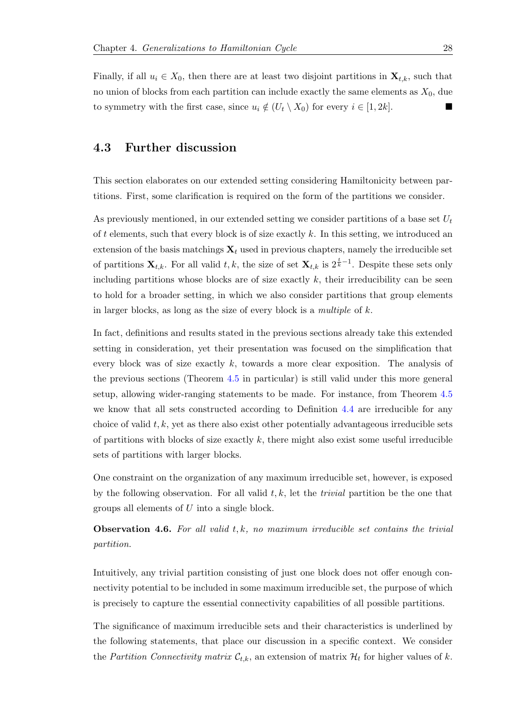Finally, if all $u_i \in X_0$, then there are at least two disjoint partitions in $\mathbf{X}_{t,k}$, such that no union of blocks from each partition can include exactly the same elements as $X_0$, due to symmetry with the first case, since $u_i \notin (U_t \setminus X_0)$ for every $i \in [1, 2k]$. ∎

## 4.3 Further discussion

This section elaborates on our extended setting considering Hamiltonicity between partitions. First, some clarification is required on the form of the partitions we consider.

As previously mentioned, in our extended setting we consider partitions of a base set $U_t$ of $t$ elements, such that every block is of size exactly $k$. In this setting, we introduced an extension of the basis matchings $\mathbf{X}_t$ used in previous chapters, namely the irreducible set of partitions $\mathbf{X}_{t,k}$. For all valid $t, k$, the size of set $\mathbf{X}_{t,k}$ is $2^{\frac{t}{k}-1}$. Despite these sets only including partitions whose blocks are of size exactly $k$, their irreducibility can be seen to hold for a broader setting, in which we also consider partitions that group elements in larger blocks, as long as the size of every block is a *multiple* of $k$.

In fact, definitions and results stated in the previous sections already take this extended setting in consideration, yet their presentation was focused on the simplification that every block was of size exactly $k$, towards a more clear exposition. The analysis of the previous sections (Theorem 4.5 in particular) is still valid under this more general setup, allowing wider-ranging statements to be made. For instance, from Theorem 4.5 we know that all sets constructed according to Definition 4.4 are irreducible for any choice of valid $t, k$, yet as there also exist other potentially advantageous irreducible sets of partitions with blocks of size exactly $k$, there might also exist some useful irreducible sets of partitions with larger blocks.

One constraint on the organization of any maximum irreducible set, however, is exposed by the following observation. For all valid $t, k$, let the *trivial* partition be the one that groups all elements of $U$ into a single block.

**Observation 4.6.** *For all valid $t, k$, no maximum irreducible set contains the trivial partition.*

Intuitively, any trivial partition consisting of just one block does not offer enough connectivity potential to be included in some maximum irreducible set, the purpose of which is precisely to capture the essential connectivity capabilities of all possible partitions.

The significance of maximum irreducible sets and their characteristics is underlined by the following statements, that place our discussion in a specific context. We consider the *Partition Connectivity matrix* $\mathcal{C}_{t,k}$, an extension of matrix $\mathcal{H}_t$ for higher values of $k$.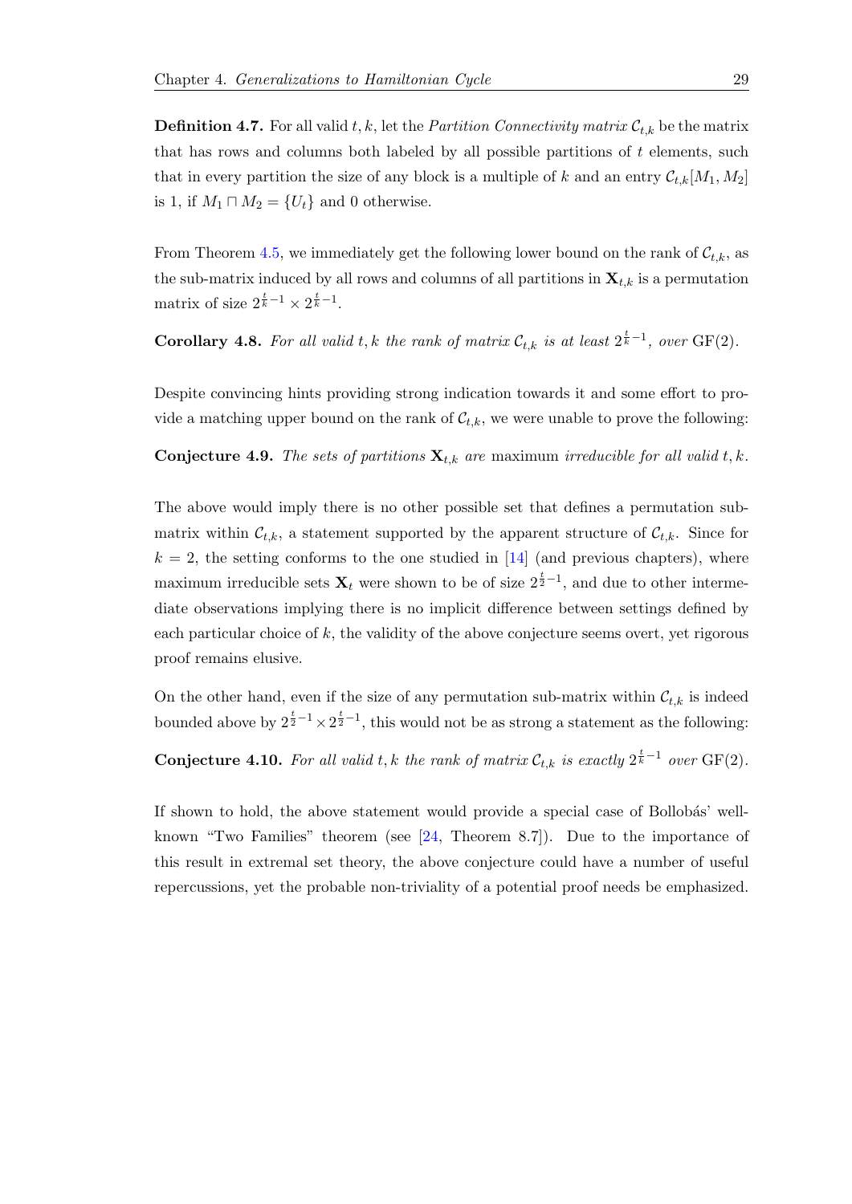**Definition 4.7.** For all valid $t, k$, let the *Partition Connectivity matrix* $\mathcal{C}_{t,k}$ be the matrix that has rows and columns both labeled by all possible partitions of $t$ elements, such that in every partition the size of any block is a multiple of $k$ and an entry $\mathcal{C}_{t,k}[M_1, M_2]$ is 1, if $M_1 \sqcap M_2 = \{U_t\}$ and 0 otherwise.

From Theorem 4.5, we immediately get the following lower bound on the rank of $\mathcal{C}_{t,k}$, as the sub-matrix induced by all rows and columns of all partitions in $\mathbf{X}_{t,k}$ is a permutation matrix of size $2^{\frac{t}{k}-1} \times 2^{\frac{t}{k}-1}$.

**Corollary 4.8.** *For all valid $t, k$ the rank of matrix $\mathcal{C}_{t,k}$ is at least $2^{\frac{t}{k}-1}$, over* GF(2).

Despite convincing hints providing strong indication towards it and some effort to provide a matching upper bound on the rank of $\mathcal{C}_{t,k}$, we were unable to prove the following:

**Conjecture 4.9.** *The sets of partitions $\mathbf{X}_{t,k}$ are* maximum *irreducible for all valid $t, k$.*

The above would imply there is no other possible set that defines a permutation sub-matrix within $\mathcal{C}_{t,k}$, a statement supported by the apparent structure of $\mathcal{C}_{t,k}$. Since for $k = 2$, the setting conforms to the one studied in [14] (and previous chapters), where maximum irreducible sets $\mathbf{X}_t$ were shown to be of size $2^{\frac{t}{2}-1}$, and due to other intermediate observations implying there is no implicit difference between settings defined by each particular choice of $k$, the validity of the above conjecture seems overt, yet rigorous proof remains elusive.

On the other hand, even if the size of any permutation sub-matrix within $\mathcal{C}_{t,k}$ is indeed bounded above by $2^{\frac{t}{2}-1} \times 2^{\frac{t}{2}-1}$, this would not be as strong a statement as the following:

**Conjecture 4.10.** *For all valid $t, k$ the rank of matrix $\mathcal{C}_{t,k}$ is exactly $2^{\frac{t}{k}-1}$ over* GF(2).

If shown to hold, the above statement would provide a special case of Bollobás' well-known "Two Families" theorem (see [24, Theorem 8.7]). Due to the importance of this result in extremal set theory, the above conjecture could have a number of useful repercussions, yet the probable non-triviality of a potential proof needs be emphasized.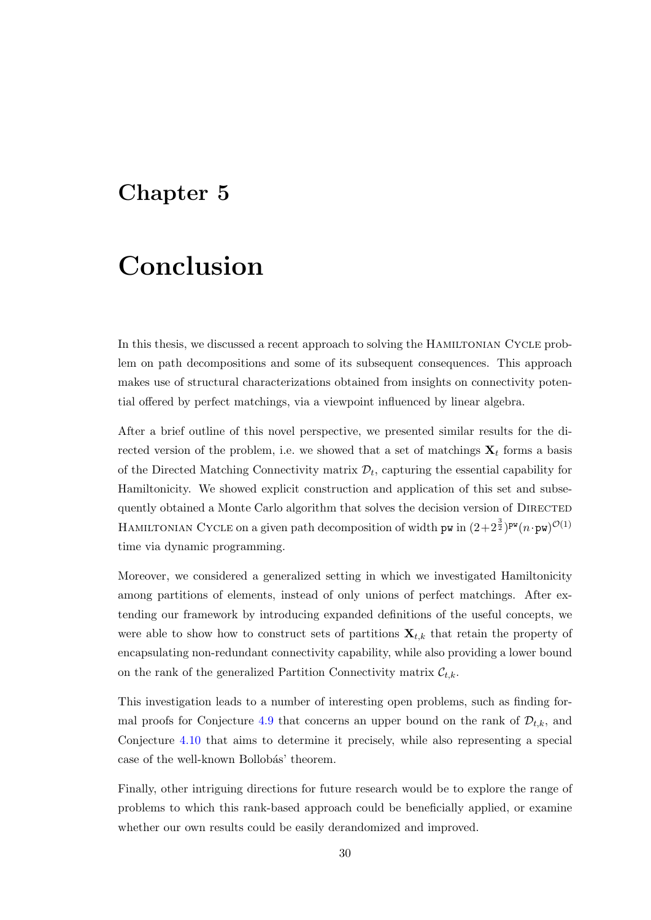# Chapter 5

# Conclusion

In this thesis, we discussed a recent approach to solving the Hamiltonian Cycle problem on path decompositions and some of its subsequent consequences. This approach makes use of structural characterizations obtained from insights on connectivity potential offered by perfect matchings, via a viewpoint influenced by linear algebra.

After a brief outline of this novel perspective, we presented similar results for the directed version of the problem, i.e. we showed that a set of matchings $\mathbf{X}_t$ forms a basis of the Directed Matching Connectivity matrix $\mathcal{D}_t$, capturing the essential capability for Hamiltonicity. We showed explicit construction and application of this set and subsequently obtained a Monte Carlo algorithm that solves the decision version of Directed Hamiltonian Cycle on a given path decomposition of width $\texttt{pw}$ in $(2+2^{\frac{3}{2}})^{\texttt{pw}}(n \cdot \texttt{pw})^{\mathcal{O}(1)}$ time via dynamic programming.

Moreover, we considered a generalized setting in which we investigated Hamiltonicity among partitions of elements, instead of only unions of perfect matchings. After extending our framework by introducing expanded definitions of the useful concepts, we were able to show how to construct sets of partitions $\mathbf{X}_{t,k}$ that retain the property of encapsulating non-redundant connectivity capability, while also providing a lower bound on the rank of the generalized Partition Connectivity matrix $\mathcal{C}_{t,k}$.

This investigation leads to a number of interesting open problems, such as finding formal proofs for Conjecture 4.9 that concerns an upper bound on the rank of $\mathcal{D}_{t,k}$, and Conjecture 4.10 that aims to determine it precisely, while also representing a special case of the well-known Bollobás' theorem.

Finally, other intriguing directions for future research would be to explore the range of problems to which this rank-based approach could be beneficially applied, or examine whether our own results could be easily derandomized and improved.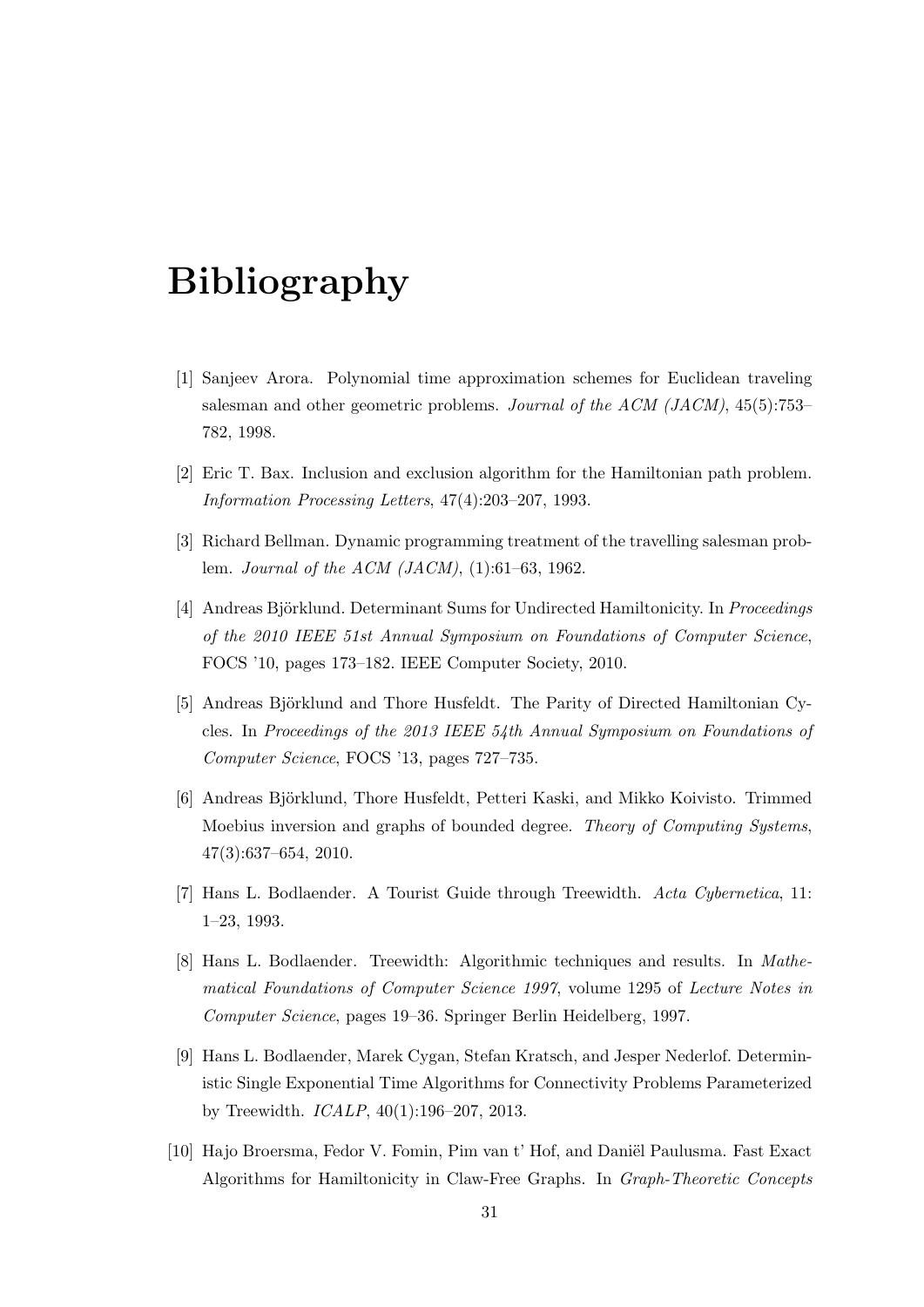# Bibliography

[1] Sanjeev Arora. Polynomial time approximation schemes for Euclidean traveling salesman and other geometric problems. *Journal of the ACM (JACM)*, 45(5):753–782, 1998.

[2] Eric T. Bax. Inclusion and exclusion algorithm for the Hamiltonian path problem. *Information Processing Letters*, 47(4):203–207, 1993.

[3] Richard Bellman. Dynamic programming treatment of the travelling salesman problem. *Journal of the ACM (JACM)*, (1):61–63, 1962.

[4] Andreas Björklund. Determinant Sums for Undirected Hamiltonicity. In *Proceedings of the 2010 IEEE 51st Annual Symposium on Foundations of Computer Science*, FOCS '10, pages 173–182. IEEE Computer Society, 2010.

[5] Andreas Björklund and Thore Husfeldt. The Parity of Directed Hamiltonian Cycles. In *Proceedings of the 2013 IEEE 54th Annual Symposium on Foundations of Computer Science*, FOCS '13, pages 727–735.

[6] Andreas Björklund, Thore Husfeldt, Petteri Kaski, and Mikko Koivisto. Trimmed Moebius inversion and graphs of bounded degree. *Theory of Computing Systems*, 47(3):637–654, 2010.

[7] Hans L. Bodlaender. A Tourist Guide through Treewidth. *Acta Cybernetica*, 11: 1–23, 1993.

[8] Hans L. Bodlaender. Treewidth: Algorithmic techniques and results. In *Mathematical Foundations of Computer Science 1997*, volume 1295 of *Lecture Notes in Computer Science*, pages 19–36. Springer Berlin Heidelberg, 1997.

[9] Hans L. Bodlaender, Marek Cygan, Stefan Kratsch, and Jesper Nederlof. Deterministic Single Exponential Time Algorithms for Connectivity Problems Parameterized by Treewidth. *ICALP*, 40(1):196–207, 2013.

[10] Hajo Broersma, Fedor V. Fomin, Pim van t' Hof, and Daniël Paulusma. Fast Exact Algorithms for Hamiltonicity in Claw-Free Graphs. In *Graph-Theoretic Concepts*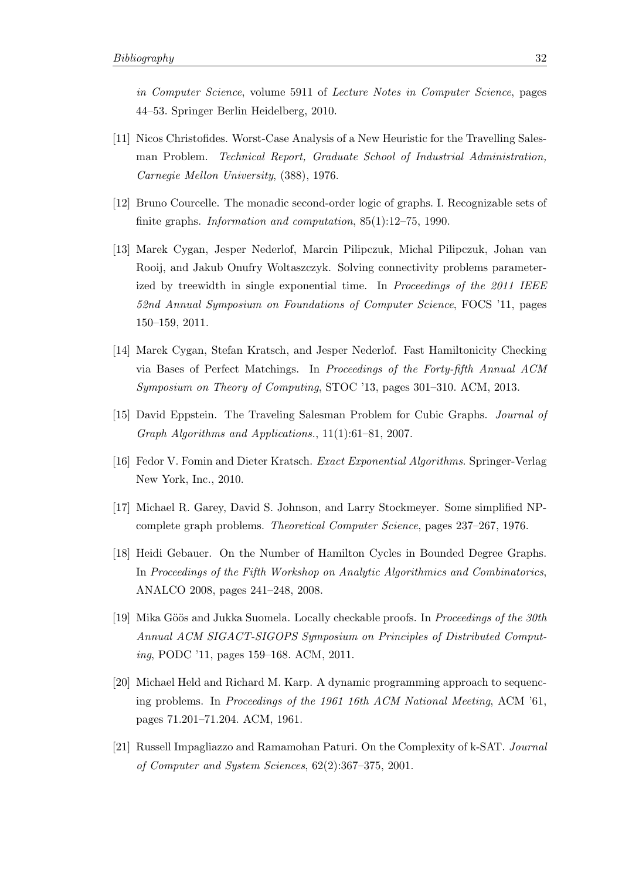*in Computer Science*, volume 5911 of *Lecture Notes in Computer Science*, pages 44–53. Springer Berlin Heidelberg, 2010.

[11] Nicos Christofides. Worst-Case Analysis of a New Heuristic for the Travelling Salesman Problem. *Technical Report, Graduate School of Industrial Administration, Carnegie Mellon University*, (388), 1976.

[12] Bruno Courcelle. The monadic second-order logic of graphs. I. Recognizable sets of finite graphs. *Information and computation*, 85(1):12–75, 1990.

[13] Marek Cygan, Jesper Nederlof, Marcin Pilipczuk, Michal Pilipczuk, Johan van Rooij, and Jakub Onufry Woltaszczyk. Solving connectivity problems parameterized by treewidth in single exponential time. In *Proceedings of the 2011 IEEE 52nd Annual Symposium on Foundations of Computer Science*, FOCS '11, pages 150–159, 2011.

[14] Marek Cygan, Stefan Kratsch, and Jesper Nederlof. Fast Hamiltonicity Checking via Bases of Perfect Matchings. In *Proceedings of the Forty-fifth Annual ACM Symposium on Theory of Computing*, STOC '13, pages 301–310. ACM, 2013.

[15] David Eppstein. The Traveling Salesman Problem for Cubic Graphs. *Journal of Graph Algorithms and Applications.*, 11(1):61–81, 2007.

[16] Fedor V. Fomin and Dieter Kratsch. *Exact Exponential Algorithms*. Springer-Verlag New York, Inc., 2010.

[17] Michael R. Garey, David S. Johnson, and Larry Stockmeyer. Some simplified NP-complete graph problems. *Theoretical Computer Science*, pages 237–267, 1976.

[18] Heidi Gebauer. On the Number of Hamilton Cycles in Bounded Degree Graphs. In *Proceedings of the Fifth Workshop on Analytic Algorithmics and Combinatorics*, ANALCO 2008, pages 241–248, 2008.

[19] Mika Göös and Jukka Suomela. Locally checkable proofs. In *Proceedings of the 30th Annual ACM SIGACT-SIGOPS Symposium on Principles of Distributed Computing*, PODC '11, pages 159–168. ACM, 2011.

[20] Michael Held and Richard M. Karp. A dynamic programming approach to sequencing problems. In *Proceedings of the 1961 16th ACM National Meeting*, ACM '61, pages 71.201–71.204. ACM, 1961.

[21] Russell Impagliazzo and Ramamohan Paturi. On the Complexity of k-SAT. *Journal of Computer and System Sciences*, 62(2):367–375, 2001.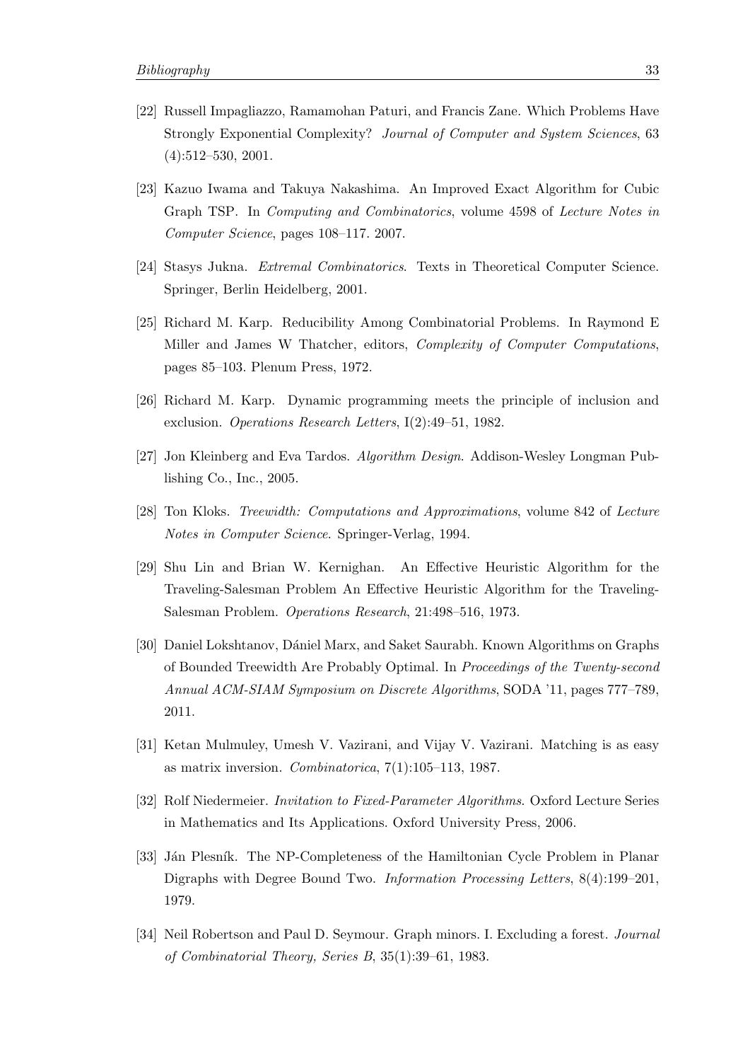[22] Russell Impagliazzo, Ramamohan Paturi, and Francis Zane. Which Problems Have Strongly Exponential Complexity? *Journal of Computer and System Sciences*, 63 (4):512–530, 2001.

[23] Kazuo Iwama and Takuya Nakashima. An Improved Exact Algorithm for Cubic Graph TSP. In *Computing and Combinatorics*, volume 4598 of *Lecture Notes in Computer Science*, pages 108–117. 2007.

[24] Stasys Jukna. *Extremal Combinatorics*. Texts in Theoretical Computer Science. Springer, Berlin Heidelberg, 2001.

[25] Richard M. Karp. Reducibility Among Combinatorial Problems. In Raymond E Miller and James W Thatcher, editors, *Complexity of Computer Computations*, pages 85–103. Plenum Press, 1972.

[26] Richard M. Karp. Dynamic programming meets the principle of inclusion and exclusion. *Operations Research Letters*, I(2):49–51, 1982.

[27] Jon Kleinberg and Eva Tardos. *Algorithm Design*. Addison-Wesley Longman Publishing Co., Inc., 2005.

[28] Ton Kloks. *Treewidth: Computations and Approximations*, volume 842 of *Lecture Notes in Computer Science*. Springer-Verlag, 1994.

[29] Shu Lin and Brian W. Kernighan. An Effective Heuristic Algorithm for the Traveling-Salesman Problem An Effective Heuristic Algorithm for the Traveling-Salesman Problem. *Operations Research*, 21:498–516, 1973.

[30] Daniel Lokshtanov, Dániel Marx, and Saket Saurabh. Known Algorithms on Graphs of Bounded Treewidth Are Probably Optimal. In *Proceedings of the Twenty-second Annual ACM-SIAM Symposium on Discrete Algorithms*, SODA '11, pages 777–789, 2011.

[31] Ketan Mulmuley, Umesh V. Vazirani, and Vijay V. Vazirani. Matching is as easy as matrix inversion. *Combinatorica*, 7(1):105–113, 1987.

[32] Rolf Niedermeier. *Invitation to Fixed-Parameter Algorithms*. Oxford Lecture Series in Mathematics and Its Applications. Oxford University Press, 2006.

[33] Ján Plesník. The NP-Completeness of the Hamiltonian Cycle Problem in Planar Digraphs with Degree Bound Two. *Information Processing Letters*, 8(4):199–201, 1979.

[34] Neil Robertson and Paul D. Seymour. Graph minors. I. Excluding a forest. *Journal of Combinatorial Theory, Series B*, 35(1):39–61, 1983.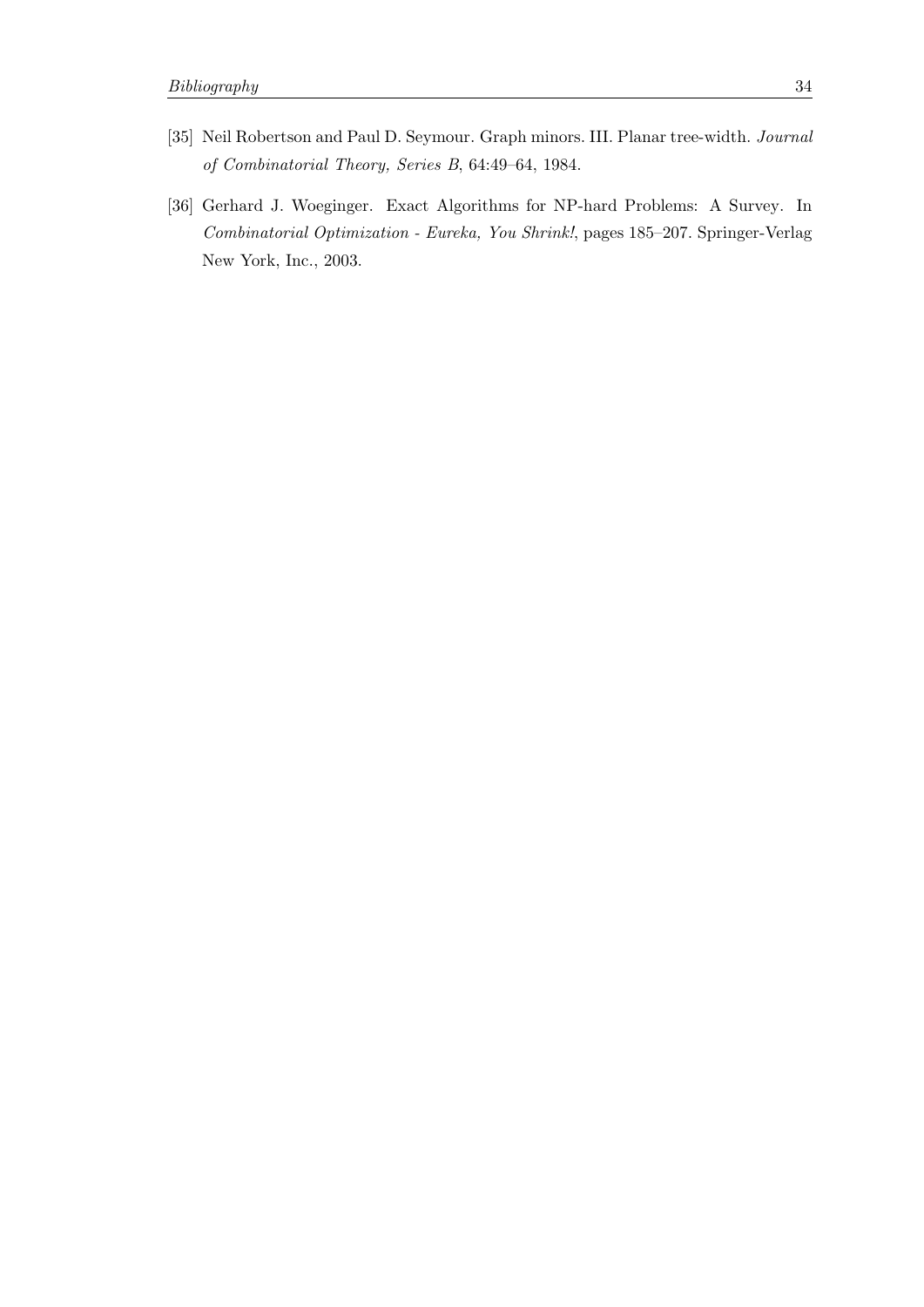[35] Neil Robertson and Paul D. Seymour. Graph minors. III. Planar tree-width. *Journal of Combinatorial Theory, Series B*, 64:49–64, 1984.

[36] Gerhard J. Woeginger. Exact Algorithms for NP-hard Problems: A Survey. In *Combinatorial Optimization - Eureka, You Shrink!*, pages 185–207. Springer-Verlag New York, Inc., 2003.